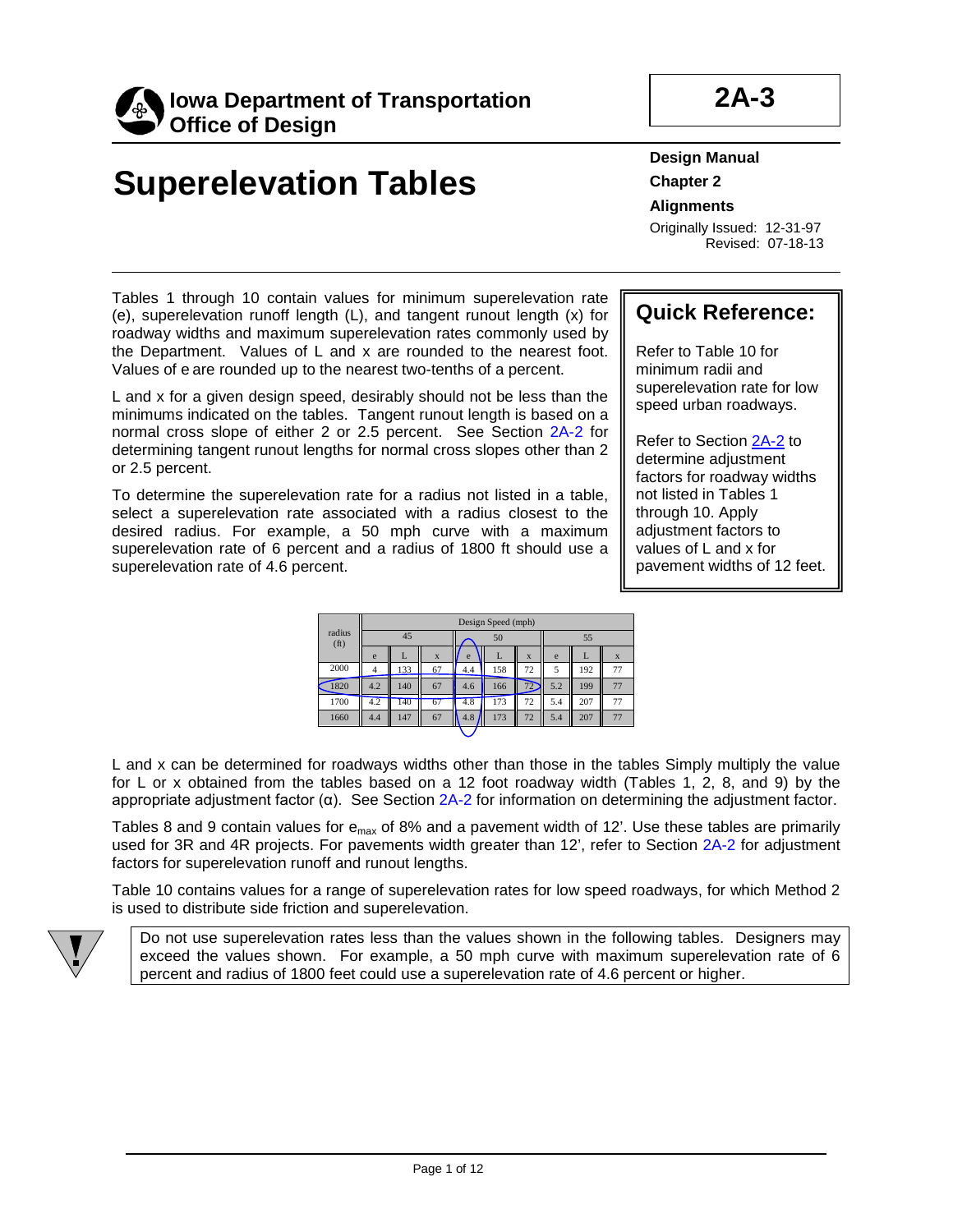**Iowa Department of Transportation**
**Office of Design**

**2A-3**

# Superelevation Tables

**Design Manual**
**Chapter 2**
**Alignments**
Originally Issued: 12-31-97
Revised: 07-18-13

Tables 1 through 10 contain values for minimum superelevation rate (e), superelevation runoff length (L), and tangent runout length (x) for roadway widths and maximum superelevation rates commonly used by the Department. Values of L and x are rounded to the nearest foot. Values of e are rounded up to the nearest two-tenths of a percent.

L and x for a given design speed, desirably should not be less than the minimums indicated on the tables. Tangent runout length is based on a normal cross slope of either 2 or 2.5 percent. See Section 2A-2 for determining tangent runout lengths for normal cross slopes other than 2 or 2.5 percent.

To determine the superelevation rate for a radius not listed in a table, select a superelevation rate associated with a radius closest to the desired radius. For example, a 50 mph curve with a maximum superelevation rate of 6 percent and a radius of 1800 ft should use a superelevation rate of 4.6 percent.

> **Quick Reference:**
>
> Refer to Table 10 for minimum radii and superelevation rate for low speed urban roadways.
>
> Refer to Section 2A-2 to determine adjustment factors for roadway widths not listed in Tables 1 through 10. Apply adjustment factors to values of L and x for pavement widths of 12 feet.

| radius (ft) | Design Speed (mph) | | | | | | | | |
|---|---|---|---|---|---|---|---|---|---|
| | 45 | | | 50 | | | 55 | | |
| | e | L | x | e | L | x | e | L | x |
| 2000 | 4 | 133 | 67 | 4.4 | 158 | 72 | 5 | 192 | 77 |
| 1820 | 4.2 | 140 | 67 | 4.6 | 166 | 72 | 5.2 | 199 | 77 |
| 1700 | 4.2 | 140 | 67 | 4.8 | 173 | 72 | 5.4 | 207 | 77 |
| 1660 | 4.4 | 147 | 67 | 4.8 | 173 | 72 | 5.4 | 207 | 77 |

L and x can be determined for roadways widths other than those in the tables Simply multiply the value for L or x obtained from the tables based on a 12 foot roadway width (Tables 1, 2, 8, and 9) by the appropriate adjustment factor (α). See Section 2A-2 for information on determining the adjustment factor.

Tables 8 and 9 contain values for $e_{max}$ of 8% and a pavement width of 12'. Use these tables are primarily used for 3R and 4R projects. For pavements width greater than 12', refer to Section 2A-2 for adjustment factors for superelevation runoff and runout lengths.

Table 10 contains values for a range of superelevation rates for low speed roadways, for which Method 2 is used to distribute side friction and superelevation.

> Do not use superelevation rates less than the values shown in the following tables. Designers may exceed the values shown. For example, a 50 mph curve with maximum superelevation rate of 6 percent and radius of 1800 feet could use a superelevation rate of 4.6 percent or higher.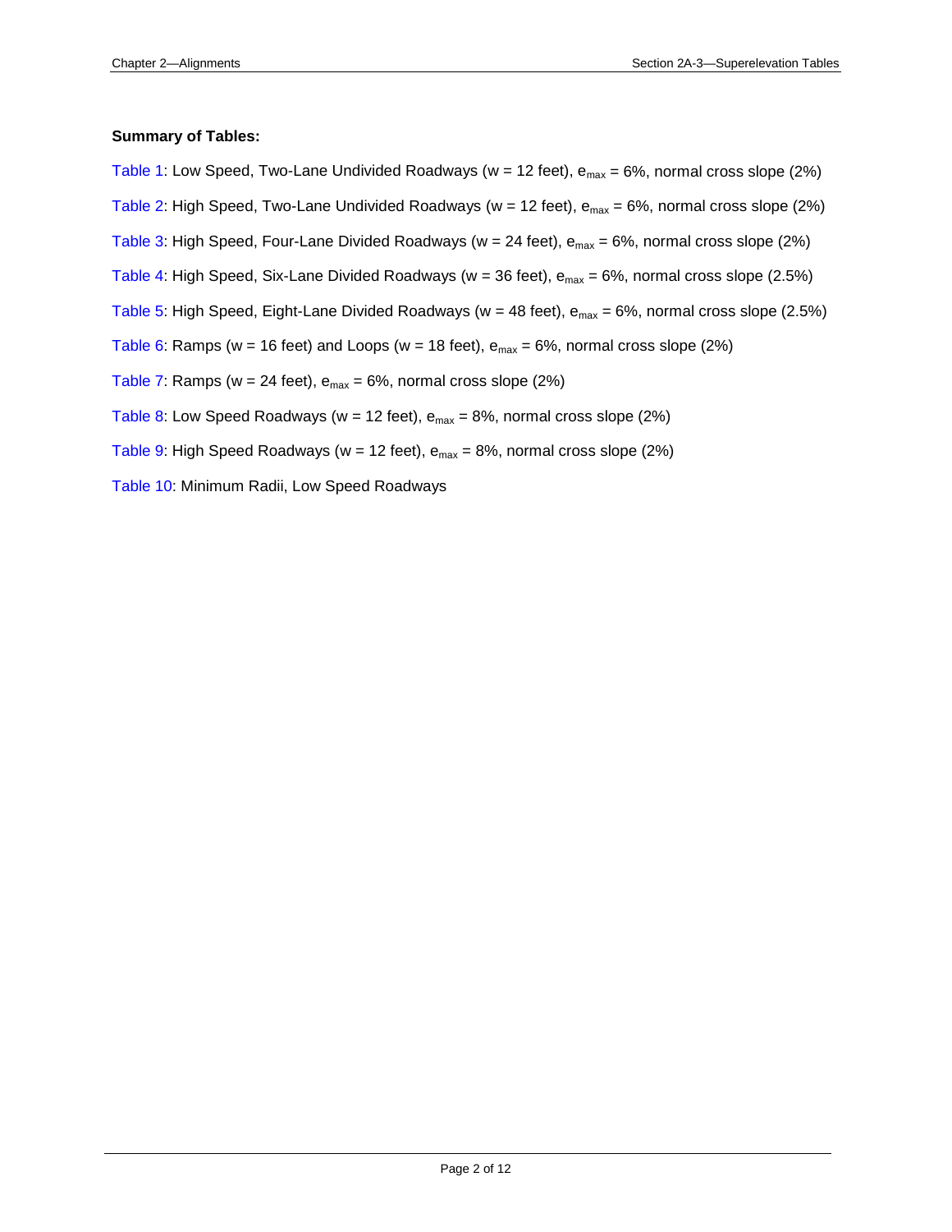**Summary of Tables:**

Table 1: Low Speed, Two-Lane Undivided Roadways (w = 12 feet), $e_{max}$ = 6%, normal cross slope (2%)

Table 2: High Speed, Two-Lane Undivided Roadways (w = 12 feet), $e_{max}$ = 6%, normal cross slope (2%)

Table 3: High Speed, Four-Lane Divided Roadways (w = 24 feet), $e_{max}$ = 6%, normal cross slope (2%)

Table 4: High Speed, Six-Lane Divided Roadways (w = 36 feet), $e_{max}$ = 6%, normal cross slope (2.5%)

Table 5: High Speed, Eight-Lane Divided Roadways (w = 48 feet), $e_{max}$ = 6%, normal cross slope (2.5%)

Table 6: Ramps (w = 16 feet) and Loops (w = 18 feet), $e_{max}$ = 6%, normal cross slope (2%)

Table 7: Ramps (w = 24 feet), $e_{max}$ = 6%, normal cross slope (2%)

Table 8: Low Speed Roadways (w = 12 feet), $e_{max}$ = 8%, normal cross slope (2%)

Table 9: High Speed Roadways (w = 12 feet), $e_{max}$ = 8%, normal cross slope (2%)

Table 10: Minimum Radii, Low Speed Roadways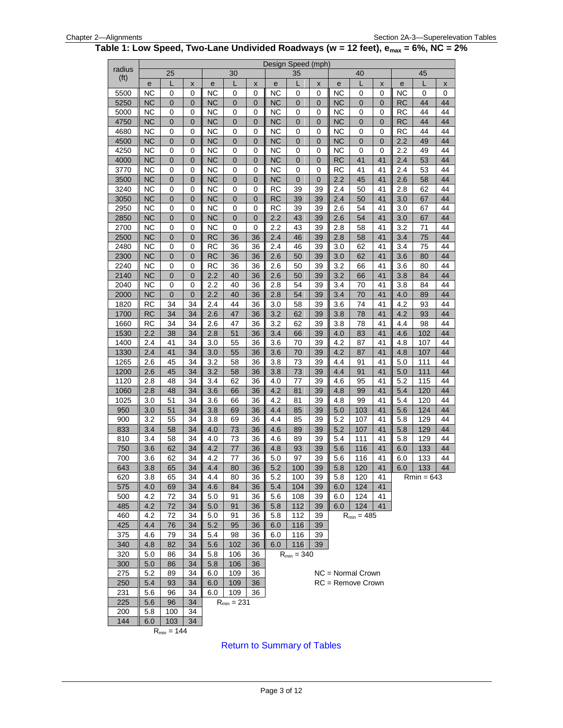## Table 1: Low Speed, Two-Lane Undivided Roadways (w = 12 feet), $e_{max}$ = 6%, NC = 2%

| radius (ft) | Design Speed (mph) | | | | | | | | | | | | | | |
|---|---|---|---|---|---|---|---|---|---|---|---|---|---|---|---|
| | 25 | | | 30 | | | 35 | | | 40 | | | 45 | | |
| | e | L | x | e | L | x | e | L | x | e | L | x | e | L | x |
| 5500 | NC | 0 | 0 | NC | 0 | 0 | NC | 0 | 0 | NC | 0 | 0 | NC | 0 | 0 |
| 5250 | NC | 0 | 0 | NC | 0 | 0 | NC | 0 | 0 | NC | 0 | 0 | RC | 44 | 44 |
| 5000 | NC | 0 | 0 | NC | 0 | 0 | NC | 0 | 0 | NC | 0 | 0 | RC | 44 | 44 |
| 4750 | NC | 0 | 0 | NC | 0 | 0 | NC | 0 | 0 | NC | 0 | 0 | RC | 44 | 44 |
| 4680 | NC | 0 | 0 | NC | 0 | 0 | NC | 0 | 0 | NC | 0 | 0 | RC | 44 | 44 |
| 4500 | NC | 0 | 0 | NC | 0 | 0 | NC | 0 | 0 | NC | 0 | 0 | 2.2 | 49 | 44 |
| 4250 | NC | 0 | 0 | NC | 0 | 0 | NC | 0 | 0 | NC | 0 | 0 | 2.2 | 49 | 44 |
| 4000 | NC | 0 | 0 | NC | 0 | 0 | NC | 0 | 0 | RC | 41 | 41 | 2.4 | 53 | 44 |
| 3770 | NC | 0 | 0 | NC | 0 | 0 | NC | 0 | 0 | RC | 41 | 41 | 2.4 | 53 | 44 |
| 3500 | NC | 0 | 0 | NC | 0 | 0 | NC | 0 | 0 | 2.2 | 45 | 41 | 2.6 | 58 | 44 |
| 3240 | NC | 0 | 0 | NC | 0 | 0 | RC | 39 | 39 | 2.4 | 50 | 41 | 2.8 | 62 | 44 |
| 3050 | NC | 0 | 0 | NC | 0 | 0 | RC | 39 | 39 | 2.4 | 50 | 41 | 3.0 | 67 | 44 |
| 2950 | NC | 0 | 0 | NC | 0 | 0 | RC | 39 | 39 | 2.6 | 54 | 41 | 3.0 | 67 | 44 |
| 2850 | NC | 0 | 0 | NC | 0 | 0 | 2.2 | 43 | 39 | 2.6 | 54 | 41 | 3.0 | 67 | 44 |
| 2700 | NC | 0 | 0 | NC | 0 | 0 | 2.2 | 43 | 39 | 2.8 | 58 | 41 | 3.2 | 71 | 44 |
| 2500 | NC | 0 | 0 | RC | 36 | 36 | 2.4 | 46 | 39 | 2.8 | 58 | 41 | 3.4 | 75 | 44 |
| 2480 | NC | 0 | 0 | RC | 36 | 36 | 2.4 | 46 | 39 | 3.0 | 62 | 41 | 3.4 | 75 | 44 |
| 2300 | NC | 0 | 0 | RC | 36 | 36 | 2.6 | 50 | 39 | 3.0 | 62 | 41 | 3.6 | 80 | 44 |
| 2240 | NC | 0 | 0 | RC | 36 | 36 | 2.6 | 50 | 39 | 3.2 | 66 | 41 | 3.6 | 80 | 44 |
| 2140 | NC | 0 | 0 | 2.2 | 40 | 36 | 2.6 | 50 | 39 | 3.2 | 66 | 41 | 3.8 | 84 | 44 |
| 2040 | NC | 0 | 0 | 2.2 | 40 | 36 | 2.8 | 54 | 39 | 3.4 | 70 | 41 | 3.8 | 84 | 44 |
| 2000 | NC | 0 | 0 | 2.2 | 40 | 36 | 2.8 | 54 | 39 | 3.4 | 70 | 41 | 4.0 | 89 | 44 |
| 1820 | RC | 34 | 34 | 2.4 | 44 | 36 | 3.0 | 58 | 39 | 3.6 | 74 | 41 | 4.2 | 93 | 44 |
| 1700 | RC | 34 | 34 | 2.6 | 47 | 36 | 3.2 | 62 | 39 | 3.8 | 78 | 41 | 4.2 | 93 | 44 |
| 1660 | RC | 34 | 34 | 2.6 | 47 | 36 | 3.2 | 62 | 39 | 3.8 | 78 | 41 | 4.4 | 98 | 44 |
| 1530 | 2.2 | 38 | 34 | 2.8 | 51 | 36 | 3.4 | 66 | 39 | 4.0 | 83 | 41 | 4.6 | 102 | 44 |
| 1400 | 2.4 | 41 | 34 | 3.0 | 55 | 36 | 3.6 | 70 | 39 | 4.2 | 87 | 41 | 4.8 | 107 | 44 |
| 1330 | 2.4 | 41 | 34 | 3.0 | 55 | 36 | 3.6 | 70 | 39 | 4.2 | 87 | 41 | 4.8 | 107 | 44 |
| 1265 | 2.6 | 45 | 34 | 3.2 | 58 | 36 | 3.8 | 73 | 39 | 4.4 | 91 | 41 | 5.0 | 111 | 44 |
| 1200 | 2.6 | 45 | 34 | 3.2 | 58 | 36 | 3.8 | 73 | 39 | 4.4 | 91 | 41 | 5.0 | 111 | 44 |
| 1120 | 2.8 | 48 | 34 | 3.4 | 62 | 36 | 4.0 | 77 | 39 | 4.6 | 95 | 41 | 5.2 | 115 | 44 |
| 1060 | 2.8 | 48 | 34 | 3.6 | 66 | 36 | 4.2 | 81 | 39 | 4.8 | 99 | 41 | 5.4 | 120 | 44 |
| 1025 | 3.0 | 51 | 34 | 3.6 | 66 | 36 | 4.2 | 81 | 39 | 4.8 | 99 | 41 | 5.4 | 120 | 44 |
| 950 | 3.0 | 51 | 34 | 3.8 | 69 | 36 | 4.4 | 85 | 39 | 5.0 | 103 | 41 | 5.6 | 124 | 44 |
| 900 | 3.2 | 55 | 34 | 3.8 | 69 | 36 | 4.4 | 85 | 39 | 5.2 | 107 | 41 | 5.8 | 129 | 44 |
| 833 | 3.4 | 58 | 34 | 4.0 | 73 | 36 | 4.6 | 89 | 39 | 5.2 | 107 | 41 | 5.8 | 129 | 44 |
| 810 | 3.4 | 58 | 34 | 4.0 | 73 | 36 | 4.6 | 89 | 39 | 5.4 | 111 | 41 | 5.8 | 129 | 44 |
| 750 | 3.6 | 62 | 34 | 4.2 | 77 | 36 | 4.8 | 93 | 39 | 5.6 | 116 | 41 | 6.0 | 133 | 44 |
| 700 | 3.6 | 62 | 34 | 4.2 | 77 | 36 | 5.0 | 97 | 39 | 5.6 | 116 | 41 | 6.0 | 133 | 44 |
| 643 | 3.8 | 65 | 34 | 4.4 | 80 | 36 | 5.2 | 100 | 39 | 5.8 | 120 | 41 | 6.0 | 133 | 44 |
| 620 | 3.8 | 65 | 34 | 4.4 | 80 | 36 | 5.2 | 100 | 39 | 5.8 | 120 | 41 | Rmin = 643 | | |
| 575 | 4.0 | 69 | 34 | 4.6 | 84 | 36 | 5.4 | 104 | 39 | 6.0 | 124 | 41 | | | |
| 500 | 4.2 | 72 | 34 | 5.0 | 91 | 36 | 5.6 | 108 | 39 | 6.0 | 124 | 41 | | | |
| 485 | 4.2 | 72 | 34 | 5.0 | 91 | 36 | 5.8 | 112 | 39 | 6.0 | 124 | 41 | | | |
| 460 | 4.2 | 72 | 34 | 5.0 | 91 | 36 | 5.8 | 112 | 39 | $R_{min}$ = 485 | | | | | |
| 425 | 4.4 | 76 | 34 | 5.2 | 95 | 36 | 6.0 | 116 | 39 | | | | | | |
| 375 | 4.6 | 79 | 34 | 5.4 | 98 | 36 | 6.0 | 116 | 39 | | | | | | |
| 340 | 4.8 | 82 | 34 | 5.6 | 102 | 36 | 6.0 | 116 | 39 | | | | | | |
| 320 | 5.0 | 86 | 34 | 5.8 | 106 | 36 | $R_{min}$ = 340 | | | | | | | | |
| 300 | 5.0 | 86 | 34 | 5.8 | 106 | 36 | | | | | | | | | |
| 275 | 5.2 | 89 | 34 | 6.0 | 109 | 36 | | | | | | | | | |
| 250 | 5.4 | 93 | 34 | 6.0 | 109 | 36 | | | | | | | | | |
| 231 | 5.6 | 96 | 34 | 6.0 | 109 | 36 | | | | | | | | | |
| 225 | 5.6 | 96 | 34 | $R_{min}$ = 231 | | | | | | | | | | | |
| 200 | 5.8 | 100 | 34 | | | | | | | | | | | | |
| 144 | 6.0 | 103 | 34 | | | | | | | | | | | | |
| | $R_{min}$ = 144 | | | | | | | | | | | | | | |

NC = Normal Crown
RC = Remove Crown

Return to Summary of Tables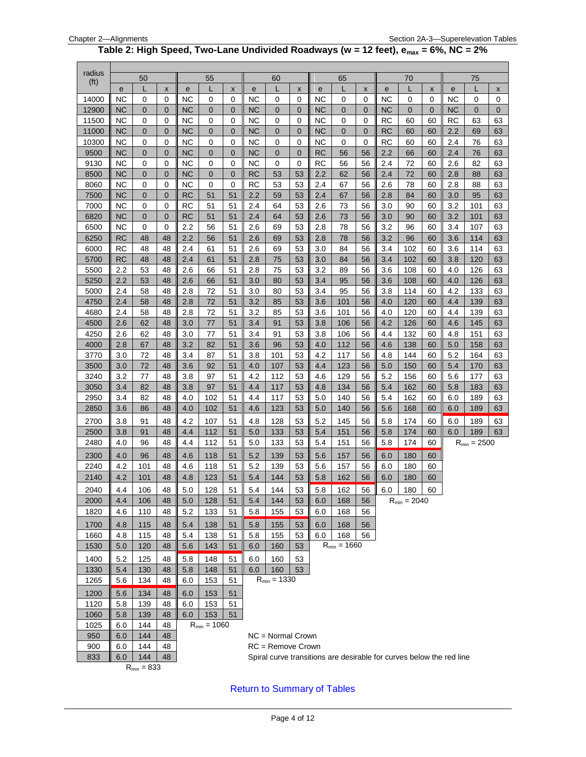## Table 2: High Speed, Two-Lane Undivided Roadways (w = 12 feet), $e_{max}$ = 6%, NC = 2%

| radius (ft) | 50 | | | 55 | | | 60 | | | 65 | | | 70 | | | 75 | | |
|---|---|---|---|---|---|---|---|---|---|---|---|---|---|---|---|---|---|---|
| | e | L | x | e | L | x | e | L | x | e | L | x | e | L | x | e | L | x |
| 14000 | NC | 0 | 0 | NC | 0 | 0 | NC | 0 | 0 | NC | 0 | 0 | NC | 0 | 0 | NC | 0 | 0 |
| 12900 | NC | 0 | 0 | NC | 0 | 0 | NC | 0 | 0 | NC | 0 | 0 | NC | 0 | 0 | NC | 0 | 0 |
| 11500 | NC | 0 | 0 | NC | 0 | 0 | NC | 0 | 0 | NC | 0 | 0 | RC | 60 | 60 | RC | 63 | 63 |
| 11000 | NC | 0 | 0 | NC | 0 | 0 | NC | 0 | 0 | NC | 0 | 0 | RC | 60 | 60 | 2.2 | 69 | 63 |
| 10300 | NC | 0 | 0 | NC | 0 | 0 | NC | 0 | 0 | NC | 0 | 0 | RC | 60 | 60 | 2.4 | 76 | 63 |
| 9500 | NC | 0 | 0 | NC | 0 | 0 | NC | 0 | 0 | RC | 56 | 56 | 2.2 | 66 | 60 | 2.4 | 76 | 63 |
| 9130 | NC | 0 | 0 | NC | 0 | 0 | NC | 0 | 0 | RC | 56 | 56 | 2.4 | 72 | 60 | 2.6 | 82 | 63 |
| 8500 | NC | 0 | 0 | NC | 0 | 0 | RC | 53 | 53 | 2.2 | 62 | 56 | 2.4 | 72 | 60 | 2.8 | 88 | 63 |
| 8060 | NC | 0 | 0 | NC | 0 | 0 | RC | 53 | 53 | 2.4 | 67 | 56 | 2.6 | 78 | 60 | 2.8 | 88 | 63 |
| 7500 | NC | 0 | 0 | RC | 51 | 51 | 2.2 | 59 | 53 | 2.4 | 67 | 56 | 2.8 | 84 | 60 | 3.0 | 95 | 63 |
| 7000 | NC | 0 | 0 | RC | 51 | 51 | 2.4 | 64 | 53 | 2.6 | 73 | 56 | 3.0 | 90 | 60 | 3.2 | 101 | 63 |
| 6820 | NC | 0 | 0 | RC | 51 | 51 | 2.4 | 64 | 53 | 2.6 | 73 | 56 | 3.0 | 90 | 60 | 3.2 | 101 | 63 |
| 6500 | NC | 0 | 0 | 2.2 | 56 | 51 | 2.6 | 69 | 53 | 2.8 | 78 | 56 | 3.2 | 96 | 60 | 3.4 | 107 | 63 |
| 6250 | RC | 48 | 48 | 2.2 | 56 | 51 | 2.6 | 69 | 53 | 2.8 | 78 | 56 | 3.2 | 96 | 60 | 3.6 | 114 | 63 |
| 6000 | RC | 48 | 48 | 2.4 | 61 | 51 | 2.6 | 69 | 53 | 3.0 | 84 | 56 | 3.4 | 102 | 60 | 3.6 | 114 | 63 |
| 5700 | RC | 48 | 48 | 2.4 | 61 | 51 | 2.8 | 75 | 53 | 3.0 | 84 | 56 | 3.4 | 102 | 60 | 3.8 | 120 | 63 |
| 5500 | 2.2 | 53 | 48 | 2.6 | 66 | 51 | 2.8 | 75 | 53 | 3.2 | 89 | 56 | 3.6 | 108 | 60 | 4.0 | 126 | 63 |
| 5250 | 2.2 | 53 | 48 | 2.6 | 66 | 51 | 3.0 | 80 | 53 | 3.4 | 95 | 56 | 3.6 | 108 | 60 | 4.0 | 126 | 63 |
| 5000 | 2.4 | 58 | 48 | 2.8 | 72 | 51 | 3.0 | 80 | 53 | 3.4 | 95 | 56 | 3.8 | 114 | 60 | 4.2 | 133 | 63 |
| 4750 | 2.4 | 58 | 48 | 2.8 | 72 | 51 | 3.2 | 85 | 53 | 3.6 | 101 | 56 | 4.0 | 120 | 60 | 4.4 | 139 | 63 |
| 4680 | 2.4 | 58 | 48 | 2.8 | 72 | 51 | 3.2 | 85 | 53 | 3.6 | 101 | 56 | 4.0 | 120 | 60 | 4.4 | 139 | 63 |
| 4500 | 2.6 | 62 | 48 | 3.0 | 77 | 51 | 3.4 | 91 | 53 | 3.8 | 106 | 56 | 4.2 | 126 | 60 | 4.6 | 145 | 63 |
| 4250 | 2.6 | 62 | 48 | 3.0 | 77 | 51 | 3.4 | 91 | 53 | 3.8 | 106 | 56 | 4.4 | 132 | 60 | 4.8 | 151 | 63 |
| 4000 | 2.8 | 67 | 48 | 3.2 | 82 | 51 | 3.6 | 96 | 53 | 4.0 | 112 | 56 | 4.6 | 138 | 60 | 5.0 | 158 | 63 |
| 3770 | 3.0 | 72 | 48 | 3.4 | 87 | 51 | 3.8 | 101 | 53 | 4.2 | 117 | 56 | 4.8 | 144 | 60 | 5.2 | 164 | 63 |
| 3500 | 3.0 | 72 | 48 | 3.6 | 92 | 51 | 4.0 | 107 | 53 | 4.4 | 123 | 56 | 5.0 | 150 | 60 | 5.4 | 170 | 63 |
| 3240 | 3.2 | 77 | 48 | 3.8 | 97 | 51 | 4.2 | 112 | 53 | 4.6 | 129 | 56 | 5.2 | 156 | 60 | 5.6 | 177 | 63 |
| 3050 | 3.4 | 82 | 48 | 3.8 | 97 | 51 | 4.4 | 117 | 53 | 4.8 | 134 | 56 | 5.4 | 162 | 60 | 5.8 | 183 | 63 |
| 2950 | 3.4 | 82 | 48 | 4.0 | 102 | 51 | 4.4 | 117 | 53 | 5.0 | 140 | 56 | 5.4 | 162 | 60 | 6.0 | 189 | 63 |
| 2850 | 3.6 | 86 | 48 | 4.0 | 102 | 51 | 4.6 | 123 | 53 | 5.0 | 140 | 56 | 5.6 | 168 | 60 | 6.0 | 189 | 63 |
| 2700 | 3.8 | 91 | 48 | 4.2 | 107 | 51 | 4.8 | 128 | 53 | 5.2 | 145 | 56 | 5.8 | 174 | 60 | 6.0 | 189 | 63 |
| 2500 | 3.8 | 91 | 48 | 4.4 | 112 | 51 | 5.0 | 133 | 53 | 5.4 | 151 | 56 | 5.8 | 174 | 60 | 6.0 | 189 | 63 |
| 2480 | 4.0 | 96 | 48 | 4.4 | 112 | 51 | 5.0 | 133 | 53 | 5.4 | 151 | 56 | 5.8 | 174 | 60 | $R_{min}$ = 2500 | | |
| 2300 | 4.0 | 96 | 48 | 4.6 | 118 | 51 | 5.2 | 139 | 53 | 5.6 | 157 | 56 | 6.0 | 180 | 60 | | | |
| 2240 | 4.2 | 101 | 48 | 4.6 | 118 | 51 | 5.2 | 139 | 53 | 5.6 | 157 | 56 | 6.0 | 180 | 60 | | | |
| 2140 | 4.2 | 101 | 48 | 4.8 | 123 | 51 | 5.4 | 144 | 53 | 5.8 | 162 | 56 | 6.0 | 180 | 60 | | | |
| 2040 | 4.4 | 106 | 48 | 5.0 | 128 | 51 | 5.4 | 144 | 53 | 5.8 | 162 | 56 | 6.0 | 180 | 60 | | | |
| 2000 | 4.4 | 106 | 48 | 5.0 | 128 | 51 | 5.4 | 144 | 53 | 6.0 | 168 | 56 | $R_{min}$ = 2040 | | | | | |
| 1820 | 4.6 | 110 | 48 | 5.2 | 133 | 51 | 5.8 | 155 | 53 | 6.0 | 168 | 56 | | | | | | |
| 1700 | 4.8 | 115 | 48 | 5.4 | 138 | 51 | 5.8 | 155 | 53 | 6.0 | 168 | 56 | | | | | | |
| 1660 | 4.8 | 115 | 48 | 5.4 | 138 | 51 | 5.8 | 155 | 53 | 6.0 | 168 | 56 | | | | | | |
| 1530 | 5.0 | 120 | 48 | 5.6 | 143 | 51 | 6.0 | 160 | 53 | $R_{min}$ = 1660 | | | | | | | | |
| 1400 | 5.2 | 125 | 48 | 5.8 | 148 | 51 | 6.0 | 160 | 53 | | | | | | | | | |
| 1330 | 5.4 | 130 | 48 | 5.8 | 148 | 51 | 6.0 | 160 | 53 | | | | | | | | | |
| 1265 | 5.6 | 134 | 48 | 6.0 | 153 | 51 | $R_{min}$ = 1330 | | | | | | | | | | | |
| 1200 | 5.6 | 134 | 48 | 6.0 | 153 | 51 | | | | | | | | | | | | |
| 1120 | 5.8 | 139 | 48 | 6.0 | 153 | 51 | | | | | | | | | | | | |
| 1060 | 5.8 | 139 | 48 | 6.0 | 153 | 51 | | | | | | | | | | | | |
| 1025 | 6.0 | 144 | 48 | $R_{min}$ = 1060 | | | | | | | | | | | | | | |
| 950 | 6.0 | 144 | 48 | | | | | | | | | | | | | | | |
| 900 | 6.0 | 144 | 48 | | | | | | | | | | | | | | | |
| 833 | 6.0 | 144 | 48 | | | | | | | | | | | | | | | |
| | $R_{min}$ = 833 | | | | | | | | | | | | | | | | | |

NC = Normal Crown

RC = Remove Crown

Spiral curve transitions are desirable for curves below the red line

Return to Summary of Tables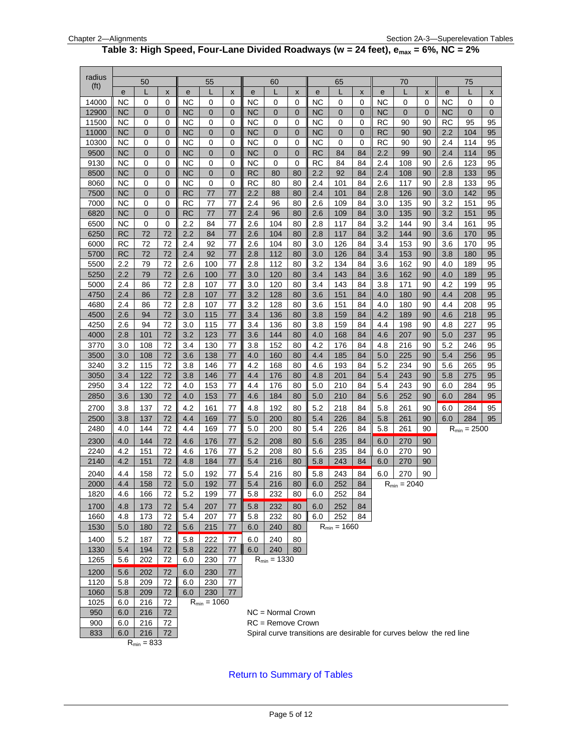# Table 3: High Speed, Four-Lane Divided Roadways (w = 24 feet), $e_{max}$ = 6%, NC = 2%

| radius (ft) | 50 | | | 55 | | | 60 | | | 65 | | | 70 | | | 75 | | |
|---|---|---|---|---|---|---|---|---|---|---|---|---|---|---|---|---|---|---|
| | e | L | x | e | L | x | e | L | x | e | L | x | e | L | x | e | L | x |
| 14000 | NC | 0 | 0 | NC | 0 | 0 | NC | 0 | 0 | NC | 0 | 0 | NC | 0 | 0 | NC | 0 | 0 |
| 12900 | NC | 0 | 0 | NC | 0 | 0 | NC | 0 | 0 | NC | 0 | 0 | NC | 0 | 0 | NC | 0 | 0 |
| 11500 | NC | 0 | 0 | NC | 0 | 0 | NC | 0 | 0 | NC | 0 | 0 | RC | 90 | 90 | RC | 95 | 95 |
| 11000 | NC | 0 | 0 | NC | 0 | 0 | NC | 0 | 0 | NC | 0 | 0 | RC | 90 | 90 | 2.2 | 104 | 95 |
| 10300 | NC | 0 | 0 | NC | 0 | 0 | NC | 0 | 0 | NC | 0 | 0 | RC | 90 | 90 | 2.4 | 114 | 95 |
| 9500 | NC | 0 | 0 | NC | 0 | 0 | NC | 0 | 0 | RC | 84 | 84 | 2.2 | 99 | 90 | 2.4 | 114 | 95 |
| 9130 | NC | 0 | 0 | NC | 0 | 0 | NC | 0 | 0 | RC | 84 | 84 | 2.4 | 108 | 90 | 2.6 | 123 | 95 |
| 8500 | NC | 0 | 0 | NC | 0 | 0 | RC | 80 | 80 | 2.2 | 92 | 84 | 2.4 | 108 | 90 | 2.8 | 133 | 95 |
| 8060 | NC | 0 | 0 | NC | 0 | 0 | RC | 80 | 80 | 2.4 | 101 | 84 | 2.6 | 117 | 90 | 2.8 | 133 | 95 |
| 7500 | NC | 0 | 0 | RC | 77 | 77 | 2.2 | 88 | 80 | 2.4 | 101 | 84 | 2.8 | 126 | 90 | 3.0 | 142 | 95 |
| 7000 | NC | 0 | 0 | RC | 77 | 77 | 2.4 | 96 | 80 | 2.6 | 109 | 84 | 3.0 | 135 | 90 | 3.2 | 151 | 95 |
| 6820 | NC | 0 | 0 | RC | 77 | 77 | 2.4 | 96 | 80 | 2.6 | 109 | 84 | 3.0 | 135 | 90 | 3.2 | 151 | 95 |
| 6500 | NC | 0 | 0 | 2.2 | 84 | 77 | 2.6 | 104 | 80 | 2.8 | 117 | 84 | 3.2 | 144 | 90 | 3.4 | 161 | 95 |
| 6250 | RC | 72 | 72 | 2.2 | 84 | 77 | 2.6 | 104 | 80 | 2.8 | 117 | 84 | 3.2 | 144 | 90 | 3.6 | 170 | 95 |
| 6000 | RC | 72 | 72 | 2.4 | 92 | 77 | 2.6 | 104 | 80 | 3.0 | 126 | 84 | 3.4 | 153 | 90 | 3.6 | 170 | 95 |
| 5700 | RC | 72 | 72 | 2.4 | 92 | 77 | 2.8 | 112 | 80 | 3.0 | 126 | 84 | 3.4 | 153 | 90 | 3.8 | 180 | 95 |
| 5500 | 2.2 | 79 | 72 | 2.6 | 100 | 77 | 2.8 | 112 | 80 | 3.2 | 134 | 84 | 3.6 | 162 | 90 | 4.0 | 189 | 95 |
| 5250 | 2.2 | 79 | 72 | 2.6 | 100 | 77 | 3.0 | 120 | 80 | 3.4 | 143 | 84 | 3.6 | 162 | 90 | 4.0 | 189 | 95 |
| 5000 | 2.4 | 86 | 72 | 2.8 | 107 | 77 | 3.0 | 120 | 80 | 3.4 | 143 | 84 | 3.8 | 171 | 90 | 4.2 | 199 | 95 |
| 4750 | 2.4 | 86 | 72 | 2.8 | 107 | 77 | 3.2 | 128 | 80 | 3.6 | 151 | 84 | 4.0 | 180 | 90 | 4.4 | 208 | 95 |
| 4680 | 2.4 | 86 | 72 | 2.8 | 107 | 77 | 3.2 | 128 | 80 | 3.6 | 151 | 84 | 4.0 | 180 | 90 | 4.4 | 208 | 95 |
| 4500 | 2.6 | 94 | 72 | 3.0 | 115 | 77 | 3.4 | 136 | 80 | 3.8 | 159 | 84 | 4.2 | 189 | 90 | 4.6 | 218 | 95 |
| 4250 | 2.6 | 94 | 72 | 3.0 | 115 | 77 | 3.4 | 136 | 80 | 3.8 | 159 | 84 | 4.4 | 198 | 90 | 4.8 | 227 | 95 |
| 4000 | 2.8 | 101 | 72 | 3.2 | 123 | 77 | 3.6 | 144 | 80 | 4.0 | 168 | 84 | 4.6 | 207 | 90 | 5.0 | 237 | 95 |
| 3770 | 3.0 | 108 | 72 | 3.4 | 130 | 77 | 3.8 | 152 | 80 | 4.2 | 176 | 84 | 4.8 | 216 | 90 | 5.2 | 246 | 95 |
| 3500 | 3.0 | 108 | 72 | 3.6 | 138 | 77 | 4.0 | 160 | 80 | 4.4 | 185 | 84 | 5.0 | 225 | 90 | 5.4 | 256 | 95 |
| 3240 | 3.2 | 115 | 72 | 3.8 | 146 | 77 | 4.2 | 168 | 80 | 4.6 | 193 | 84 | 5.2 | 234 | 90 | 5.6 | 265 | 95 |
| 3050 | 3.4 | 122 | 72 | 3.8 | 146 | 77 | 4.4 | 176 | 80 | 4.8 | 201 | 84 | 5.4 | 243 | 90 | 5.8 | 275 | 95 |
| 2950 | 3.4 | 122 | 72 | 4.0 | 153 | 77 | 4.4 | 176 | 80 | 5.0 | 210 | 84 | 5.4 | 243 | 90 | 6.0 | 284 | 95 |
| 2850 | 3.6 | 130 | 72 | 4.0 | 153 | 77 | 4.6 | 184 | 80 | 5.0 | 210 | 84 | 5.6 | 252 | 90 | 6.0 | 284 | 95 |
| 2700 | 3.8 | 137 | 72 | 4.2 | 161 | 77 | 4.8 | 192 | 80 | 5.2 | 218 | 84 | 5.8 | 261 | 90 | 6.0 | 284 | 95 |
| 2500 | 3.8 | 137 | 72 | 4.4 | 169 | 77 | 5.0 | 200 | 80 | 5.4 | 226 | 84 | 5.8 | 261 | 90 | 6.0 | 284 | 95 |
| 2480 | 4.0 | 144 | 72 | 4.4 | 169 | 77 | 5.0 | 200 | 80 | 5.4 | 226 | 84 | 5.8 | 261 | 90 | $R_{min}$ = 2500 | | |
| 2300 | 4.0 | 144 | 72 | 4.6 | 176 | 77 | 5.2 | 208 | 80 | 5.6 | 235 | 84 | 6.0 | 270 | 90 | | | |
| 2240 | 4.2 | 151 | 72 | 4.6 | 176 | 77 | 5.2 | 208 | 80 | 5.6 | 235 | 84 | 6.0 | 270 | 90 | | | |
| 2140 | 4.2 | 151 | 72 | 4.8 | 184 | 77 | 5.4 | 216 | 80 | 5.8 | 243 | 84 | 6.0 | 270 | 90 | | | |
| 2040 | 4.4 | 158 | 72 | 5.0 | 192 | 77 | 5.4 | 216 | 80 | 5.8 | 243 | 84 | 6.0 | 270 | 90 | | | |
| 2000 | 4.4 | 158 | 72 | 5.0 | 192 | 77 | 5.4 | 216 | 80 | 6.0 | 252 | 84 | $R_{min}$ = 2040 | | | | | |
| 1820 | 4.6 | 166 | 72 | 5.2 | 199 | 77 | 5.8 | 232 | 80 | 6.0 | 252 | 84 | | | | | | |
| 1700 | 4.8 | 173 | 72 | 5.4 | 207 | 77 | 5.8 | 232 | 80 | 6.0 | 252 | 84 | | | | | | |
| 1660 | 4.8 | 173 | 72 | 5.4 | 207 | 77 | 5.8 | 232 | 80 | 6.0 | 252 | 84 | | | | | | |
| 1530 | 5.0 | 180 | 72 | 5.6 | 215 | 77 | 6.0 | 240 | 80 | $R_{min}$ = 1660 | | | | | | | | |
| 1400 | 5.2 | 187 | 72 | 5.8 | 222 | 77 | 6.0 | 240 | 80 | | | | | | | | | |
| 1330 | 5.4 | 194 | 72 | 5.8 | 222 | 77 | 6.0 | 240 | 80 | | | | | | | | | |
| 1265 | 5.6 | 202 | 72 | 6.0 | 230 | 77 | $R_{min}$ = 1330 | | | | | | | | | | | |
| 1200 | 5.6 | 202 | 72 | 6.0 | 230 | 77 | | | | | | | | | | | | |
| 1120 | 5.8 | 209 | 72 | 6.0 | 230 | 77 | | | | | | | | | | | | |
| 1060 | 5.8 | 209 | 72 | 6.0 | 230 | 77 | | | | | | | | | | | | |
| 1025 | 6.0 | 216 | 72 | $R_{min}$ = 1060 | | | | | | | | | | | | | | |
| 950 | 6.0 | 216 | 72 | | | | | | | | | | | | | | | |
| 900 | 6.0 | 216 | 72 | | | | | | | | | | | | | | | |
| 833 | 6.0 | 216 | 72 | | | | | | | | | | | | | | | |
| | $R_{min}$ = 833 | | | | | | | | | | | | | | | | | |

NC = Normal Crown

RC = Remove Crown

Spiral curve transitions are desirable for curves below the red line

Return to Summary of Tables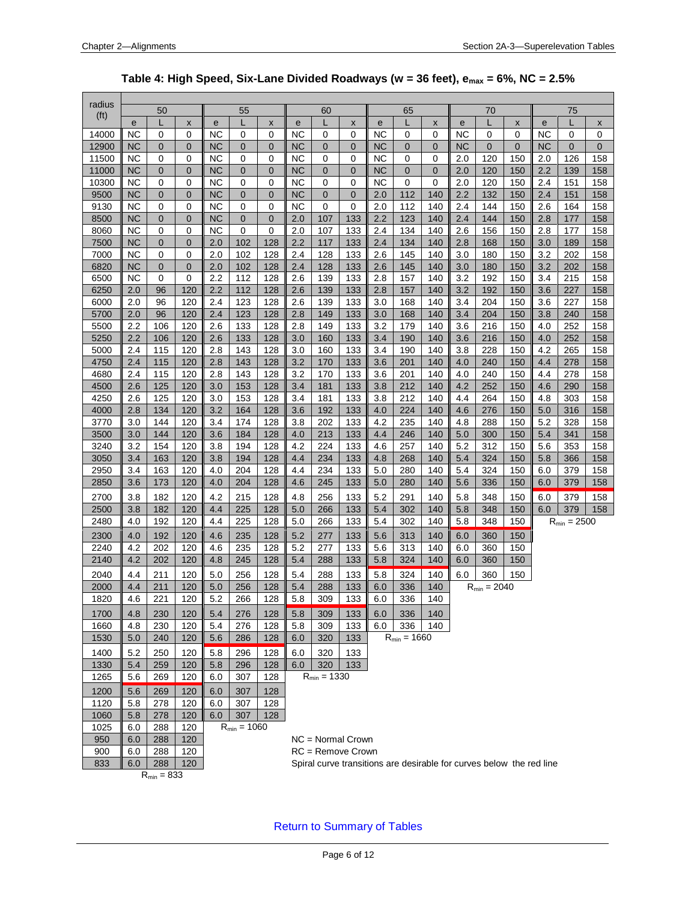**Table 4: High Speed, Six-Lane Divided Roadways (w = 36 feet), $e_{max}$ = 6%, NC = 2.5%**

| radius (ft) | 50 | | | 55 | | | 60 | | | 65 | | | 70 | | | 75 | | |
|---|---|---|---|---|---|---|---|---|---|---|---|---|---|---|---|---|---|---|
| | e | L | x | e | L | x | e | L | x | e | L | x | e | L | x | e | L | x |
| 14000 | NC | 0 | 0 | NC | 0 | 0 | NC | 0 | 0 | NC | 0 | 0 | NC | 0 | 0 | NC | 0 | 0 |
| 12900 | NC | 0 | 0 | NC | 0 | 0 | NC | 0 | 0 | NC | 0 | 0 | NC | 0 | 0 | NC | 0 | 0 |
| 11500 | NC | 0 | 0 | NC | 0 | 0 | NC | 0 | 0 | NC | 0 | 0 | 2.0 | 120 | 150 | 2.0 | 126 | 158 |
| 11000 | NC | 0 | 0 | NC | 0 | 0 | NC | 0 | 0 | NC | 0 | 0 | 2.0 | 120 | 150 | 2.2 | 139 | 158 |
| 10300 | NC | 0 | 0 | NC | 0 | 0 | NC | 0 | 0 | NC | 0 | 0 | 2.0 | 120 | 150 | 2.4 | 151 | 158 |
| 9500 | NC | 0 | 0 | NC | 0 | 0 | NC | 0 | 0 | 2.0 | 112 | 140 | 2.2 | 132 | 150 | 2.4 | 151 | 158 |
| 9130 | NC | 0 | 0 | NC | 0 | 0 | NC | 0 | 0 | 2.0 | 112 | 140 | 2.4 | 144 | 150 | 2.6 | 164 | 158 |
| 8500 | NC | 0 | 0 | NC | 0 | 0 | 2.0 | 107 | 133 | 2.2 | 123 | 140 | 2.4 | 144 | 150 | 2.8 | 177 | 158 |
| 8060 | NC | 0 | 0 | NC | 0 | 0 | 2.0 | 107 | 133 | 2.4 | 134 | 140 | 2.6 | 156 | 150 | 2.8 | 177 | 158 |
| 7500 | NC | 0 | 0 | 2.0 | 102 | 128 | 2.2 | 117 | 133 | 2.4 | 134 | 140 | 2.8 | 168 | 150 | 3.0 | 189 | 158 |
| 7000 | NC | 0 | 0 | 2.0 | 102 | 128 | 2.4 | 128 | 133 | 2.6 | 145 | 140 | 3.0 | 180 | 150 | 3.2 | 202 | 158 |
| 6820 | NC | 0 | 0 | 2.0 | 102 | 128 | 2.4 | 128 | 133 | 2.6 | 145 | 140 | 3.0 | 180 | 150 | 3.2 | 202 | 158 |
| 6500 | NC | 0 | 0 | 2.2 | 112 | 128 | 2.6 | 139 | 133 | 2.8 | 157 | 140 | 3.2 | 192 | 150 | 3.4 | 215 | 158 |
| 6250 | 2.0 | 96 | 120 | 2.2 | 112 | 128 | 2.6 | 139 | 133 | 2.8 | 157 | 140 | 3.2 | 192 | 150 | 3.6 | 227 | 158 |
| 6000 | 2.0 | 96 | 120 | 2.4 | 123 | 128 | 2.6 | 139 | 133 | 3.0 | 168 | 140 | 3.4 | 204 | 150 | 3.6 | 227 | 158 |
| 5700 | 2.0 | 96 | 120 | 2.4 | 123 | 128 | 2.8 | 149 | 133 | 3.0 | 168 | 140 | 3.4 | 204 | 150 | 3.8 | 240 | 158 |
| 5500 | 2.2 | 106 | 120 | 2.6 | 133 | 128 | 2.8 | 149 | 133 | 3.2 | 179 | 140 | 3.6 | 216 | 150 | 4.0 | 252 | 158 |
| 5250 | 2.2 | 106 | 120 | 2.6 | 133 | 128 | 3.0 | 160 | 133 | 3.4 | 190 | 140 | 3.6 | 216 | 150 | 4.0 | 252 | 158 |
| 5000 | 2.4 | 115 | 120 | 2.8 | 143 | 128 | 3.0 | 160 | 133 | 3.4 | 190 | 140 | 3.8 | 228 | 150 | 4.2 | 265 | 158 |
| 4750 | 2.4 | 115 | 120 | 2.8 | 143 | 128 | 3.2 | 170 | 133 | 3.6 | 201 | 140 | 4.0 | 240 | 150 | 4.4 | 278 | 158 |
| 4680 | 2.4 | 115 | 120 | 2.8 | 143 | 128 | 3.2 | 170 | 133 | 3.6 | 201 | 140 | 4.0 | 240 | 150 | 4.4 | 278 | 158 |
| 4500 | 2.6 | 125 | 120 | 3.0 | 153 | 128 | 3.4 | 181 | 133 | 3.8 | 212 | 140 | 4.2 | 252 | 150 | 4.6 | 290 | 158 |
| 4250 | 2.6 | 125 | 120 | 3.0 | 153 | 128 | 3.4 | 181 | 133 | 3.8 | 212 | 140 | 4.4 | 264 | 150 | 4.8 | 303 | 158 |
| 4000 | 2.8 | 134 | 120 | 3.2 | 164 | 128 | 3.6 | 192 | 133 | 4.0 | 224 | 140 | 4.6 | 276 | 150 | 5.0 | 316 | 158 |
| 3770 | 3.0 | 144 | 120 | 3.4 | 174 | 128 | 3.8 | 202 | 133 | 4.2 | 235 | 140 | 4.8 | 288 | 150 | 5.2 | 328 | 158 |
| 3500 | 3.0 | 144 | 120 | 3.6 | 184 | 128 | 4.0 | 213 | 133 | 4.4 | 246 | 140 | 5.0 | 300 | 150 | 5.4 | 341 | 158 |
| 3240 | 3.2 | 154 | 120 | 3.8 | 194 | 128 | 4.2 | 224 | 133 | 4.6 | 257 | 140 | 5.2 | 312 | 150 | 5.6 | 353 | 158 |
| 3050 | 3.4 | 163 | 120 | 3.8 | 194 | 128 | 4.4 | 234 | 133 | 4.8 | 268 | 140 | 5.4 | 324 | 150 | 5.8 | 366 | 158 |
| 2950 | 3.4 | 163 | 120 | 4.0 | 204 | 128 | 4.4 | 234 | 133 | 5.0 | 280 | 140 | 5.4 | 324 | 150 | 6.0 | 379 | 158 |
| 2850 | 3.6 | 173 | 120 | 4.0 | 204 | 128 | 4.6 | 245 | 133 | 5.0 | 280 | 140 | 5.6 | 336 | 150 | 6.0 | 379 | 158 |
| 2700 | 3.8 | 182 | 120 | 4.2 | 215 | 128 | 4.8 | 256 | 133 | 5.2 | 291 | 140 | 5.8 | 348 | 150 | 6.0 | 379 | 158 |
| 2500 | 3.8 | 182 | 120 | 4.4 | 225 | 128 | 5.0 | 266 | 133 | 5.4 | 302 | 140 | 5.8 | 348 | 150 | 6.0 | 379 | 158 |
| 2480 | 4.0 | 192 | 120 | 4.4 | 225 | 128 | 5.0 | 266 | 133 | 5.4 | 302 | 140 | 5.8 | 348 | 150 | $R_{min}$ = 2500 | | |
| 2300 | 4.0 | 192 | 120 | 4.6 | 235 | 128 | 5.2 | 277 | 133 | 5.6 | 313 | 140 | 6.0 | 360 | 150 | | | |
| 2240 | 4.2 | 202 | 120 | 4.6 | 235 | 128 | 5.2 | 277 | 133 | 5.6 | 313 | 140 | 6.0 | 360 | 150 | | | |
| 2140 | 4.2 | 202 | 120 | 4.8 | 245 | 128 | 5.4 | 288 | 133 | 5.8 | 324 | 140 | 6.0 | 360 | 150 | | | |
| 2040 | 4.4 | 211 | 120 | 5.0 | 256 | 128 | 5.4 | 288 | 133 | 5.8 | 324 | 140 | 6.0 | 360 | 150 | | | |
| 2000 | 4.4 | 211 | 120 | 5.0 | 256 | 128 | 5.4 | 288 | 133 | 6.0 | 336 | 140 | $R_{min}$ = 2040 | | | | | |
| 1820 | 4.6 | 221 | 120 | 5.2 | 266 | 128 | 5.8 | 309 | 133 | 6.0 | 336 | 140 | | | | | | |
| 1700 | 4.8 | 230 | 120 | 5.4 | 276 | 128 | 5.8 | 309 | 133 | 6.0 | 336 | 140 | | | | | | |
| 1660 | 4.8 | 230 | 120 | 5.4 | 276 | 128 | 5.8 | 309 | 133 | 6.0 | 336 | 140 | | | | | | |
| 1530 | 5.0 | 240 | 120 | 5.6 | 286 | 128 | 6.0 | 320 | 133 | $R_{min}$ = 1660 | | | | | | | | |
| 1400 | 5.2 | 250 | 120 | 5.8 | 296 | 128 | 6.0 | 320 | 133 | | | | | | | | | |
| 1330 | 5.4 | 259 | 120 | 5.8 | 296 | 128 | 6.0 | 320 | 133 | | | | | | | | | |
| 1265 | 5.6 | 269 | 120 | 6.0 | 307 | 128 | $R_{min}$ = 1330 | | | | | | | | | | | |
| 1200 | 5.6 | 269 | 120 | 6.0 | 307 | 128 | | | | | | | | | | | | |
| 1120 | 5.8 | 278 | 120 | 6.0 | 307 | 128 | | | | | | | | | | | | |
| 1060 | 5.8 | 278 | 120 | 6.0 | 307 | 128 | | | | | | | | | | | | |
| 1025 | 6.0 | 288 | 120 | $R_{min}$ = 1060 | | | | | | | | | | | | | | |
| 950 | 6.0 | 288 | 120 | | | | | | | | | | | | | | | |
| 900 | 6.0 | 288 | 120 | | | | | | | | | | | | | | | |
| 833 | 6.0 | 288 | 120 | | | | | | | | | | | | | | | |
| | $R_{min}$ = 833 | | | | | | | | | | | | | | | | | |

NC = Normal Crown

RC = Remove Crown

Spiral curve transitions are desirable for curves below the red line

Return to Summary of Tables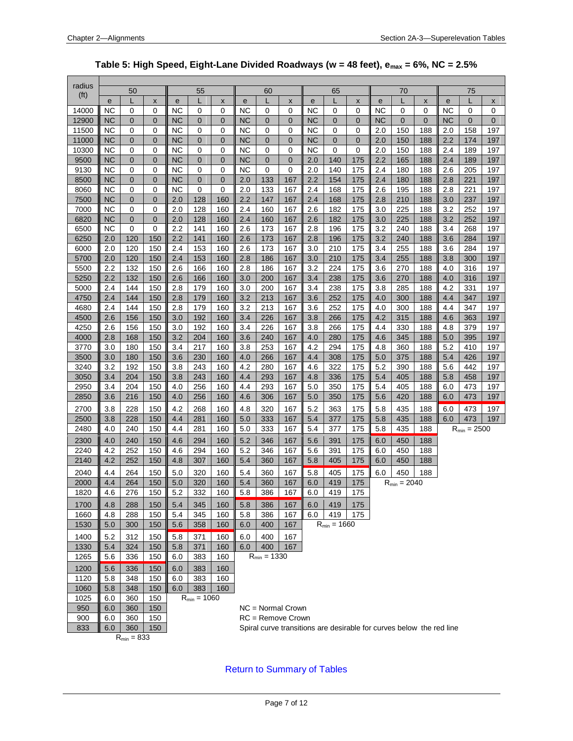# Table 5: High Speed, Eight-Lane Divided Roadways (w = 48 feet), $e_{max}$ = 6%, NC = 2.5%

| radius (ft) | 50 | | | 55 | | | 60 | | | 65 | | | 70 | | | 75 | | |
|---|---|---|---|---|---|---|---|---|---|---|---|---|---|---|---|---|---|---|
| | e | L | x | e | L | x | e | L | x | e | L | x | e | L | x | e | L | x |
| 14000 | NC | 0 | 0 | NC | 0 | 0 | NC | 0 | 0 | NC | 0 | 0 | NC | 0 | 0 | NC | 0 | 0 |
| 12900 | NC | 0 | 0 | NC | 0 | 0 | NC | 0 | 0 | NC | 0 | 0 | NC | 0 | 0 | NC | 0 | 0 |
| 11500 | NC | 0 | 0 | NC | 0 | 0 | NC | 0 | 0 | NC | 0 | 0 | 2.0 | 150 | 188 | 2.0 | 158 | 197 |
| 11000 | NC | 0 | 0 | NC | 0 | 0 | NC | 0 | 0 | NC | 0 | 0 | 2.0 | 150 | 188 | 2.2 | 174 | 197 |
| 10300 | NC | 0 | 0 | NC | 0 | 0 | NC | 0 | 0 | NC | 0 | 0 | 2.0 | 150 | 188 | 2.4 | 189 | 197 |
| 9500 | NC | 0 | 0 | NC | 0 | 0 | NC | 0 | 0 | 2.0 | 140 | 175 | 2.2 | 165 | 188 | 2.4 | 189 | 197 |
| 9130 | NC | 0 | 0 | NC | 0 | 0 | NC | 0 | 0 | 2.0 | 140 | 175 | 2.4 | 180 | 188 | 2.6 | 205 | 197 |
| 8500 | NC | 0 | 0 | NC | 0 | 0 | 2.0 | 133 | 167 | 2.2 | 154 | 175 | 2.4 | 180 | 188 | 2.8 | 221 | 197 |
| 8060 | NC | 0 | 0 | NC | 0 | 0 | 2.0 | 133 | 167 | 2.4 | 168 | 175 | 2.6 | 195 | 188 | 2.8 | 221 | 197 |
| 7500 | NC | 0 | 0 | 2.0 | 128 | 160 | 2.2 | 147 | 167 | 2.4 | 168 | 175 | 2.8 | 210 | 188 | 3.0 | 237 | 197 |
| 7000 | NC | 0 | 0 | 2.0 | 128 | 160 | 2.4 | 160 | 167 | 2.6 | 182 | 175 | 3.0 | 225 | 188 | 3.2 | 252 | 197 |
| 6820 | NC | 0 | 0 | 2.0 | 128 | 160 | 2.4 | 160 | 167 | 2.6 | 182 | 175 | 3.0 | 225 | 188 | 3.2 | 252 | 197 |
| 6500 | NC | 0 | 0 | 2.2 | 141 | 160 | 2.6 | 173 | 167 | 2.8 | 196 | 175 | 3.2 | 240 | 188 | 3.4 | 268 | 197 |
| 6250 | 2.0 | 120 | 150 | 2.2 | 141 | 160 | 2.6 | 173 | 167 | 2.8 | 196 | 175 | 3.2 | 240 | 188 | 3.6 | 284 | 197 |
| 6000 | 2.0 | 120 | 150 | 2.4 | 153 | 160 | 2.6 | 173 | 167 | 3.0 | 210 | 175 | 3.4 | 255 | 188 | 3.6 | 284 | 197 |
| 5700 | 2.0 | 120 | 150 | 2.4 | 153 | 160 | 2.8 | 186 | 167 | 3.0 | 210 | 175 | 3.4 | 255 | 188 | 3.8 | 300 | 197 |
| 5500 | 2.2 | 132 | 150 | 2.6 | 166 | 160 | 2.8 | 186 | 167 | 3.2 | 224 | 175 | 3.6 | 270 | 188 | 4.0 | 316 | 197 |
| 5250 | 2.2 | 132 | 150 | 2.6 | 166 | 160 | 3.0 | 200 | 167 | 3.4 | 238 | 175 | 3.6 | 270 | 188 | 4.0 | 316 | 197 |
| 5000 | 2.4 | 144 | 150 | 2.8 | 179 | 160 | 3.0 | 200 | 167 | 3.4 | 238 | 175 | 3.8 | 285 | 188 | 4.2 | 331 | 197 |
| 4750 | 2.4 | 144 | 150 | 2.8 | 179 | 160 | 3.2 | 213 | 167 | 3.6 | 252 | 175 | 4.0 | 300 | 188 | 4.4 | 347 | 197 |
| 4680 | 2.4 | 144 | 150 | 2.8 | 179 | 160 | 3.2 | 213 | 167 | 3.6 | 252 | 175 | 4.0 | 300 | 188 | 4.4 | 347 | 197 |
| 4500 | 2.6 | 156 | 150 | 3.0 | 192 | 160 | 3.4 | 226 | 167 | 3.8 | 266 | 175 | 4.2 | 315 | 188 | 4.6 | 363 | 197 |
| 4250 | 2.6 | 156 | 150 | 3.0 | 192 | 160 | 3.4 | 226 | 167 | 3.8 | 266 | 175 | 4.4 | 330 | 188 | 4.8 | 379 | 197 |
| 4000 | 2.8 | 168 | 150 | 3.2 | 204 | 160 | 3.6 | 240 | 167 | 4.0 | 280 | 175 | 4.6 | 345 | 188 | 5.0 | 395 | 197 |
| 3770 | 3.0 | 180 | 150 | 3.4 | 217 | 160 | 3.8 | 253 | 167 | 4.2 | 294 | 175 | 4.8 | 360 | 188 | 5.2 | 410 | 197 |
| 3500 | 3.0 | 180 | 150 | 3.6 | 230 | 160 | 4.0 | 266 | 167 | 4.4 | 308 | 175 | 5.0 | 375 | 188 | 5.4 | 426 | 197 |
| 3240 | 3.2 | 192 | 150 | 3.8 | 243 | 160 | 4.2 | 280 | 167 | 4.6 | 322 | 175 | 5.2 | 390 | 188 | 5.6 | 442 | 197 |
| 3050 | 3.4 | 204 | 150 | 3.8 | 243 | 160 | 4.4 | 293 | 167 | 4.8 | 336 | 175 | 5.4 | 405 | 188 | 5.8 | 458 | 197 |
| 2950 | 3.4 | 204 | 150 | 4.0 | 256 | 160 | 4.4 | 293 | 167 | 5.0 | 350 | 175 | 5.4 | 405 | 188 | 6.0 | 473 | 197 |
| 2850 | 3.6 | 216 | 150 | 4.0 | 256 | 160 | 4.6 | 306 | 167 | 5.0 | 350 | 175 | 5.6 | 420 | 188 | 6.0 | 473 | 197 |
| 2700 | 3.8 | 228 | 150 | 4.2 | 268 | 160 | 4.8 | 320 | 167 | 5.2 | 363 | 175 | 5.8 | 435 | 188 | 6.0 | 473 | 197 |
| 2500 | 3.8 | 228 | 150 | 4.4 | 281 | 160 | 5.0 | 333 | 167 | 5.4 | 377 | 175 | 5.8 | 435 | 188 | 6.0 | 473 | 197 |
| 2480 | 4.0 | 240 | 150 | 4.4 | 281 | 160 | 5.0 | 333 | 167 | 5.4 | 377 | 175 | 5.8 | 435 | 188 | $R_{min}$ = 2500 | | |
| 2300 | 4.0 | 240 | 150 | 4.6 | 294 | 160 | 5.2 | 346 | 167 | 5.6 | 391 | 175 | 6.0 | 450 | 188 | | | |
| 2240 | 4.2 | 252 | 150 | 4.6 | 294 | 160 | 5.2 | 346 | 167 | 5.6 | 391 | 175 | 6.0 | 450 | 188 | | | |
| 2140 | 4.2 | 252 | 150 | 4.8 | 307 | 160 | 5.4 | 360 | 167 | 5.8 | 405 | 175 | 6.0 | 450 | 188 | | | |
| 2040 | 4.4 | 264 | 150 | 5.0 | 320 | 160 | 5.4 | 360 | 167 | 5.8 | 405 | 175 | 6.0 | 450 | 188 | | | |
| 2000 | 4.4 | 264 | 150 | 5.0 | 320 | 160 | 5.4 | 360 | 167 | 6.0 | 419 | 175 | $R_{min}$ = 2040 | | | | | |
| 1820 | 4.6 | 276 | 150 | 5.2 | 332 | 160 | 5.8 | 386 | 167 | 6.0 | 419 | 175 | | | | | | |
| 1700 | 4.8 | 288 | 150 | 5.4 | 345 | 160 | 5.8 | 386 | 167 | 6.0 | 419 | 175 | | | | | | |
| 1660 | 4.8 | 288 | 150 | 5.4 | 345 | 160 | 5.8 | 386 | 167 | 6.0 | 419 | 175 | | | | | | |
| 1530 | 5.0 | 300 | 150 | 5.6 | 358 | 160 | 6.0 | 400 | 167 | $R_{min}$ = 1660 | | | | | | | | |
| 1400 | 5.2 | 312 | 150 | 5.8 | 371 | 160 | 6.0 | 400 | 167 | | | | | | | | | |
| 1330 | 5.4 | 324 | 150 | 5.8 | 371 | 160 | 6.0 | 400 | 167 | | | | | | | | | |
| 1265 | 5.6 | 336 | 150 | 6.0 | 383 | 160 | $R_{min}$ = 1330 | | | | | | | | | | | |
| 1200 | 5.6 | 336 | 150 | 6.0 | 383 | 160 | | | | | | | | | | | | |
| 1120 | 5.8 | 348 | 150 | 6.0 | 383 | 160 | | | | | | | | | | | | |
| 1060 | 5.8 | 348 | 150 | 6.0 | 383 | 160 | | | | | | | | | | | | |
| 1025 | 6.0 | 360 | 150 | $R_{min}$ = 1060 | | | | | | | | | | | | | | |
| 950 | 6.0 | 360 | 150 | | | | | | | | | | | | | | | |
| 900 | 6.0 | 360 | 150 | | | | | | | | | | | | | | | |
| 833 | 6.0 | 360 | 150 | | | | | | | | | | | | | | | |
| | $R_{min}$ = 833 | | | | | | | | | | | | | | | | | |

NC = Normal Crown

RC = Remove Crown

Spiral curve transitions are desirable for curves below the red line

Return to Summary of Tables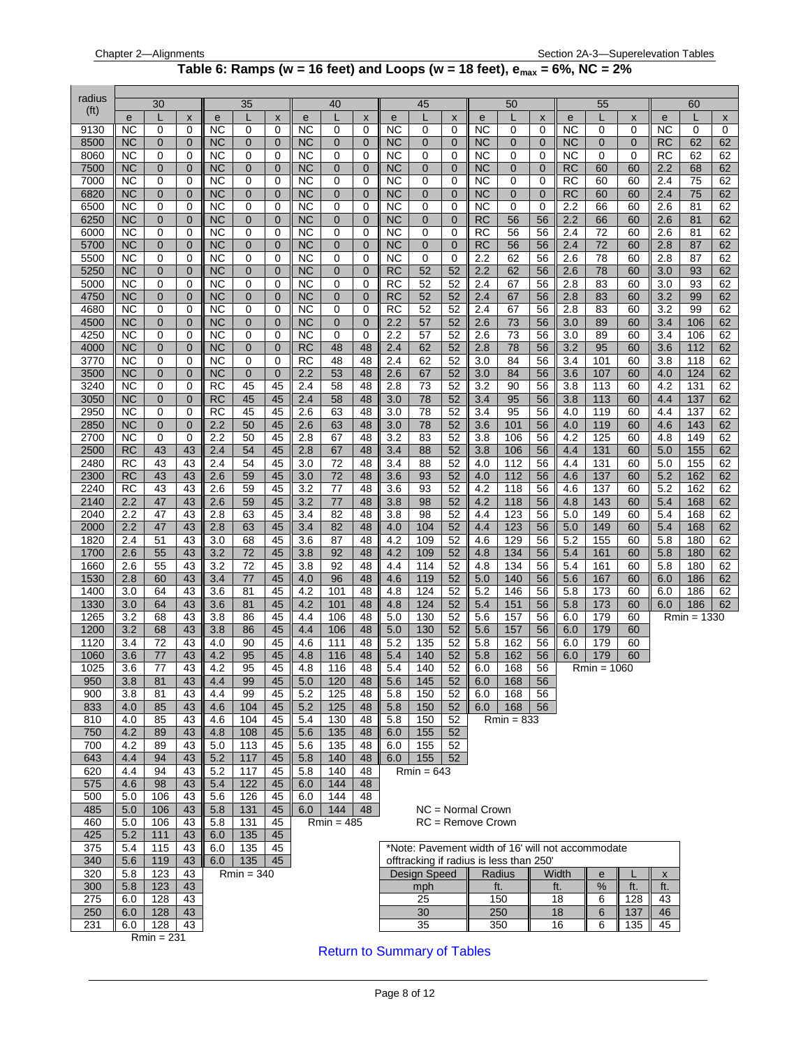## Table 6: Ramps (w = 16 feet) and Loops (w = 18 feet), $e_{max}$ = 6%, NC = 2%

| radius (ft) | 30 | | | 35 | | | 40 | | | 45 | | | 50 | | | 55 | | | 60 | | |
|---|---|---|---|---|---|---|---|---|---|---|---|---|---|---|---|---|---|---|---|---|---|
| | e | L | x | e | L | x | e | L | x | e | L | x | e | L | x | e | L | x | e | L | x |
| 9130 | NC | 0 | 0 | NC | 0 | 0 | NC | 0 | 0 | NC | 0 | 0 | NC | 0 | 0 | NC | 0 | 0 | NC | 0 | 0 |
| 8500 | NC | 0 | 0 | NC | 0 | 0 | NC | 0 | 0 | NC | 0 | 0 | NC | 0 | 0 | NC | 0 | 0 | RC | 62 | 62 |
| 8060 | NC | 0 | 0 | NC | 0 | 0 | NC | 0 | 0 | NC | 0 | 0 | NC | 0 | 0 | NC | 0 | 0 | RC | 62 | 62 |
| 7500 | NC | 0 | 0 | NC | 0 | 0 | NC | 0 | 0 | NC | 0 | 0 | NC | 0 | 0 | RC | 60 | 60 | 2.2 | 68 | 62 |
| 7000 | NC | 0 | 0 | NC | 0 | 0 | NC | 0 | 0 | NC | 0 | 0 | NC | 0 | 0 | RC | 60 | 60 | 2.4 | 75 | 62 |
| 6820 | NC | 0 | 0 | NC | 0 | 0 | NC | 0 | 0 | NC | 0 | 0 | NC | 0 | 0 | RC | 60 | 60 | 2.4 | 75 | 62 |
| 6500 | NC | 0 | 0 | NC | 0 | 0 | NC | 0 | 0 | NC | 0 | 0 | NC | 0 | 0 | 2.2 | 66 | 60 | 2.6 | 81 | 62 |
| 6250 | NC | 0 | 0 | NC | 0 | 0 | NC | 0 | 0 | NC | 0 | 0 | RC | 56 | 56 | 2.2 | 66 | 60 | 2.6 | 81 | 62 |
| 6000 | NC | 0 | 0 | NC | 0 | 0 | NC | 0 | 0 | NC | 0 | 0 | RC | 56 | 56 | 2.4 | 72 | 60 | 2.6 | 81 | 62 |
| 5700 | NC | 0 | 0 | NC | 0 | 0 | NC | 0 | 0 | NC | 0 | 0 | RC | 56 | 56 | 2.4 | 72 | 60 | 2.8 | 87 | 62 |
| 5500 | NC | 0 | 0 | NC | 0 | 0 | NC | 0 | 0 | NC | 0 | 0 | 2.2 | 62 | 56 | 2.6 | 78 | 60 | 2.8 | 87 | 62 |
| 5250 | NC | 0 | 0 | NC | 0 | 0 | NC | 0 | 0 | RC | 52 | 52 | 2.2 | 62 | 56 | 2.6 | 78 | 60 | 3.0 | 93 | 62 |
| 5000 | NC | 0 | 0 | NC | 0 | 0 | NC | 0 | 0 | RC | 52 | 52 | 2.4 | 67 | 56 | 2.8 | 83 | 60 | 3.0 | 93 | 62 |
| 4750 | NC | 0 | 0 | NC | 0 | 0 | NC | 0 | 0 | RC | 52 | 52 | 2.4 | 67 | 56 | 2.8 | 83 | 60 | 3.2 | 99 | 62 |
| 4680 | NC | 0 | 0 | NC | 0 | 0 | NC | 0 | 0 | RC | 52 | 52 | 2.4 | 67 | 56 | 2.8 | 83 | 60 | 3.2 | 99 | 62 |
| 4500 | NC | 0 | 0 | NC | 0 | 0 | NC | 0 | 0 | 2.2 | 57 | 52 | 2.6 | 73 | 56 | 3.0 | 89 | 60 | 3.4 | 106 | 62 |
| 4250 | NC | 0 | 0 | NC | 0 | 0 | NC | 0 | 0 | 2.2 | 57 | 52 | 2.6 | 73 | 56 | 3.0 | 89 | 60 | 3.4 | 106 | 62 |
| 4000 | NC | 0 | 0 | NC | 0 | 0 | RC | 48 | 48 | 2.4 | 62 | 52 | 2.8 | 78 | 56 | 3.2 | 95 | 60 | 3.6 | 112 | 62 |
| 3770 | NC | 0 | 0 | NC | 0 | 0 | RC | 48 | 48 | 2.4 | 62 | 52 | 3.0 | 84 | 56 | 3.4 | 101 | 60 | 3.8 | 118 | 62 |
| 3500 | NC | 0 | 0 | NC | 0 | 0 | 2.2 | 53 | 48 | 2.6 | 67 | 52 | 3.0 | 84 | 56 | 3.6 | 107 | 60 | 4.0 | 124 | 62 |
| 3240 | NC | 0 | 0 | RC | 45 | 45 | 2.4 | 58 | 48 | 2.8 | 73 | 52 | 3.2 | 90 | 56 | 3.8 | 113 | 60 | 4.2 | 131 | 62 |
| 3050 | NC | 0 | 0 | RC | 45 | 45 | 2.4 | 58 | 48 | 3.0 | 78 | 52 | 3.4 | 95 | 56 | 3.8 | 113 | 60 | 4.4 | 137 | 62 |
| 2950 | NC | 0 | 0 | RC | 45 | 45 | 2.6 | 63 | 48 | 3.0 | 78 | 52 | 3.4 | 95 | 56 | 4.0 | 119 | 60 | 4.4 | 137 | 62 |
| 2850 | NC | 0 | 0 | 2.2 | 50 | 45 | 2.6 | 63 | 48 | 3.0 | 78 | 52 | 3.6 | 101 | 56 | 4.0 | 119 | 60 | 4.6 | 143 | 62 |
| 2700 | NC | 0 | 0 | 2.2 | 50 | 45 | 2.8 | 67 | 48 | 3.2 | 83 | 52 | 3.8 | 106 | 56 | 4.2 | 125 | 60 | 4.8 | 149 | 62 |
| 2500 | RC | 43 | 43 | 2.4 | 54 | 45 | 2.8 | 67 | 48 | 3.4 | 88 | 52 | 3.8 | 106 | 56 | 4.4 | 131 | 60 | 5.0 | 155 | 62 |
| 2480 | RC | 43 | 43 | 2.4 | 54 | 45 | 3.0 | 72 | 48 | 3.4 | 88 | 52 | 4.0 | 112 | 56 | 4.4 | 131 | 60 | 5.0 | 155 | 62 |
| 2300 | RC | 43 | 43 | 2.6 | 59 | 45 | 3.0 | 72 | 48 | 3.6 | 93 | 52 | 4.0 | 112 | 56 | 4.6 | 137 | 60 | 5.2 | 162 | 62 |
| 2240 | RC | 43 | 43 | 2.6 | 59 | 45 | 3.2 | 77 | 48 | 3.6 | 93 | 52 | 4.2 | 118 | 56 | 4.6 | 137 | 60 | 5.2 | 162 | 62 |
| 2140 | 2.2 | 47 | 43 | 2.6 | 59 | 45 | 3.2 | 77 | 48 | 3.8 | 98 | 52 | 4.2 | 118 | 56 | 4.8 | 143 | 60 | 5.4 | 168 | 62 |
| 2040 | 2.2 | 47 | 43 | 2.8 | 63 | 45 | 3.4 | 82 | 48 | 3.8 | 98 | 52 | 4.4 | 123 | 56 | 5.0 | 149 | 60 | 5.4 | 168 | 62 |
| 2000 | 2.2 | 47 | 43 | 2.8 | 63 | 45 | 3.4 | 82 | 48 | 4.0 | 104 | 52 | 4.4 | 123 | 56 | 5.0 | 149 | 60 | 5.4 | 168 | 62 |
| 1820 | 2.4 | 51 | 43 | 3.0 | 68 | 45 | 3.6 | 87 | 48 | 4.2 | 109 | 52 | 4.6 | 129 | 56 | 5.2 | 155 | 60 | 5.8 | 180 | 62 |
| 1700 | 2.6 | 55 | 43 | 3.2 | 72 | 45 | 3.8 | 92 | 48 | 4.2 | 109 | 52 | 4.8 | 134 | 56 | 5.4 | 161 | 60 | 5.8 | 180 | 62 |
| 1660 | 2.6 | 55 | 43 | 3.2 | 72 | 45 | 3.8 | 92 | 48 | 4.4 | 114 | 52 | 4.8 | 134 | 56 | 5.4 | 161 | 60 | 5.8 | 180 | 62 |
| 1530 | 2.8 | 60 | 43 | 3.4 | 77 | 45 | 4.0 | 96 | 48 | 4.6 | 119 | 52 | 5.0 | 140 | 56 | 5.6 | 167 | 60 | 6.0 | 186 | 62 |
| 1400 | 3.0 | 64 | 43 | 3.6 | 81 | 45 | 4.2 | 101 | 48 | 4.8 | 124 | 52 | 5.2 | 146 | 56 | 5.8 | 173 | 60 | 6.0 | 186 | 62 |
| 1330 | 3.0 | 64 | 43 | 3.6 | 81 | 45 | 4.2 | 101 | 48 | 4.8 | 124 | 52 | 5.4 | 151 | 56 | 5.8 | 173 | 60 | 6.0 | 186 | 62 |
| 1265 | 3.2 | 68 | 43 | 3.8 | 86 | 45 | 4.4 | 106 | 48 | 5.0 | 130 | 52 | 5.6 | 157 | 56 | 6.0 | 179 | 60 | Rmin = 1330 | | |
| 1200 | 3.2 | 68 | 43 | 3.8 | 86 | 45 | 4.4 | 106 | 48 | 5.0 | 130 | 52 | 5.6 | 157 | 56 | 6.0 | 179 | 60 | | | |
| 1120 | 3.4 | 72 | 43 | 4.0 | 90 | 45 | 4.6 | 111 | 48 | 5.2 | 135 | 52 | 5.8 | 162 | 56 | 6.0 | 179 | 60 | | | |
| 1060 | 3.6 | 77 | 43 | 4.2 | 95 | 45 | 4.8 | 116 | 48 | 5.4 | 140 | 52 | 5.8 | 162 | 56 | 6.0 | 179 | 60 | | | |
| 1025 | 3.6 | 77 | 43 | 4.2 | 95 | 45 | 4.8 | 116 | 48 | 5.4 | 140 | 52 | 6.0 | 168 | 56 | Rmin = 1060 | | | | | |
| 950 | 3.8 | 81 | 43 | 4.4 | 99 | 45 | 5.0 | 120 | 48 | 5.6 | 145 | 52 | 6.0 | 168 | 56 | | | | | | |
| 900 | 3.8 | 81 | 43 | 4.4 | 99 | 45 | 5.2 | 125 | 48 | 5.8 | 150 | 52 | 6.0 | 168 | 56 | | | | | | |
| 833 | 4.0 | 85 | 43 | 4.6 | 104 | 45 | 5.2 | 125 | 48 | 5.8 | 150 | 52 | 6.0 | 168 | 56 | | | | | | |
| 810 | 4.0 | 85 | 43 | 4.6 | 104 | 45 | 5.4 | 130 | 48 | 5.8 | 150 | 52 | Rmin = 833 | | | | | | | | |
| 750 | 4.2 | 89 | 43 | 4.8 | 108 | 45 | 5.6 | 135 | 48 | 6.0 | 155 | 52 | | | | | | | | | |
| 700 | 4.2 | 89 | 43 | 5.0 | 113 | 45 | 5.6 | 135 | 48 | 6.0 | 155 | 52 | | | | | | | | | |
| 643 | 4.4 | 94 | 43 | 5.2 | 117 | 45 | 5.8 | 140 | 48 | 6.0 | 155 | 52 | | | | | | | | | |
| 620 | 4.4 | 94 | 43 | 5.2 | 117 | 45 | 5.8 | 140 | 48 | Rmin = 643 | | | | | | | | | | | |
| 575 | 4.6 | 98 | 43 | 5.4 | 122 | 45 | 6.0 | 144 | 48 | | | | | | | | | | | | |
| 500 | 5.0 | 106 | 43 | 5.6 | 126 | 45 | 6.0 | 144 | 48 | | | | | | | | | | | | |
| 485 | 5.0 | 106 | 43 | 5.8 | 131 | 45 | 6.0 | 144 | 48 | | | | | | | | | | | | |
| 460 | 5.0 | 106 | 43 | 5.8 | 131 | 45 | Rmin = 485 | | | | | | | | | | | | | | |
| 425 | 5.2 | 111 | 43 | 6.0 | 135 | 45 | | | | | | | | | | | | | | | |
| 375 | 5.4 | 115 | 43 | 6.0 | 135 | 45 | | | | | | | | | | | | | | | |
| 340 | 5.6 | 119 | 43 | 6.0 | 135 | 45 | | | | | | | | | | | | | | | |
| 320 | 5.8 | 123 | 43 | Rmin = 340 | | | | | | | | | | | | | | | | | |
| 300 | 5.8 | 123 | 43 | | | | | | | | | | | | | | | | | | |
| 275 | 6.0 | 128 | 43 | | | | | | | | | | | | | | | | | | |
| 250 | 6.0 | 128 | 43 | | | | | | | | | | | | | | | | | | |
| 231 | 6.0 | 128 | 43 | | | | | | | | | | | | | | | | | | |
| | Rmin = 231 | | | | | | | | | | | | | | | | | | | | |

NC = Normal Crown
RC = Remove Crown

*Note: Pavement width of 16' will not accommodate offtracking if radius is less than 250'

| Design Speed mph | Radius ft. | Width ft. | e % | L ft. | x ft. |
|---|---|---|---|---|---|
| 25 | 150 | 18 | 6 | 128 | 43 |
| 30 | 250 | 18 | 6 | 137 | 46 |
| 35 | 350 | 16 | 6 | 135 | 45 |

Return to Summary of Tables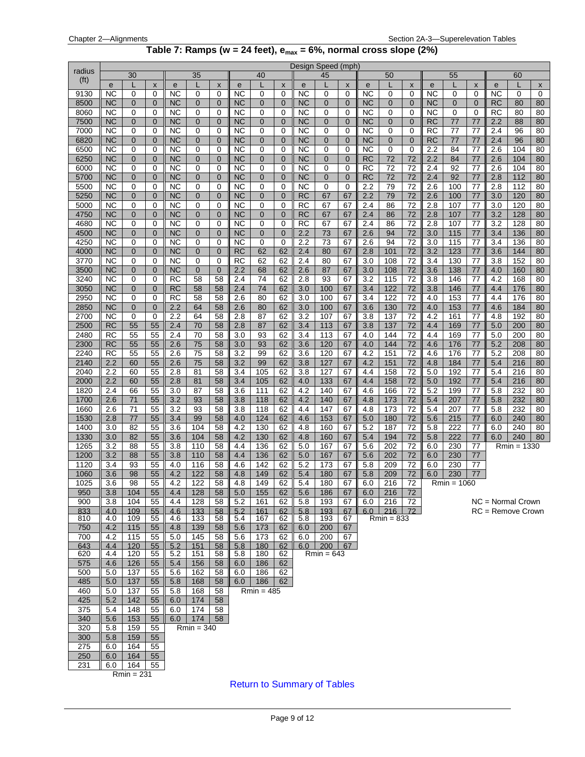## Table 7: Ramps (w = 24 feet), $e_{max}$ = 6%, normal cross slope (2%)

| radius (ft) | Design Speed (mph) | | | | | | | | | | | | | | | | | | | | |
|---|---|---|---|---|---|---|---|---|---|---|---|---|---|---|---|---|---|---|---|---|---|
| | 30 | | | 35 | | | 40 | | | 45 | | | 50 | | | 55 | | | 60 | | |
| | e | L | x | e | L | x | e | L | x | e | L | x | e | L | x | e | L | x | e | L | x |
| 9130 | NC | 0 | 0 | NC | 0 | 0 | NC | 0 | 0 | NC | 0 | 0 | NC | 0 | 0 | NC | 0 | 0 | NC | 0 | 0 |
| 8500 | NC | 0 | 0 | NC | 0 | 0 | NC | 0 | 0 | NC | 0 | 0 | NC | 0 | 0 | NC | 0 | 0 | RC | 80 | 80 |
| 8060 | NC | 0 | 0 | NC | 0 | 0 | NC | 0 | 0 | NC | 0 | 0 | NC | 0 | 0 | NC | 0 | 0 | RC | 80 | 80 |
| 7500 | NC | 0 | 0 | NC | 0 | 0 | NC | 0 | 0 | NC | 0 | 0 | NC | 0 | 0 | RC | 77 | 77 | 2.2 | 88 | 80 |
| 7000 | NC | 0 | 0 | NC | 0 | 0 | NC | 0 | 0 | NC | 0 | 0 | NC | 0 | 0 | RC | 77 | 77 | 2.4 | 96 | 80 |
| 6820 | NC | 0 | 0 | NC | 0 | 0 | NC | 0 | 0 | NC | 0 | 0 | NC | 0 | 0 | RC | 77 | 77 | 2.4 | 96 | 80 |
| 6500 | NC | 0 | 0 | NC | 0 | 0 | NC | 0 | 0 | NC | 0 | 0 | NC | 0 | 0 | 2.2 | 84 | 77 | 2.6 | 104 | 80 |
| 6250 | NC | 0 | 0 | NC | 0 | 0 | NC | 0 | 0 | NC | 0 | 0 | RC | 72 | 72 | 2.2 | 84 | 77 | 2.6 | 104 | 80 |
| 6000 | NC | 0 | 0 | NC | 0 | 0 | NC | 0 | 0 | NC | 0 | 0 | RC | 72 | 72 | 2.4 | 92 | 77 | 2.6 | 104 | 80 |
| 5700 | NC | 0 | 0 | NC | 0 | 0 | NC | 0 | 0 | NC | 0 | 0 | RC | 72 | 72 | 2.4 | 92 | 77 | 2.8 | 112 | 80 |
| 5500 | NC | 0 | 0 | NC | 0 | 0 | NC | 0 | 0 | NC | 0 | 0 | 2.2 | 79 | 72 | 2.6 | 100 | 77 | 2.8 | 112 | 80 |
| 5250 | NC | 0 | 0 | NC | 0 | 0 | NC | 0 | 0 | RC | 67 | 67 | 2.2 | 79 | 72 | 2.6 | 100 | 77 | 3.0 | 120 | 80 |
| 5000 | NC | 0 | 0 | NC | 0 | 0 | NC | 0 | 0 | RC | 67 | 67 | 2.4 | 86 | 72 | 2.8 | 107 | 77 | 3.0 | 120 | 80 |
| 4750 | NC | 0 | 0 | NC | 0 | 0 | NC | 0 | 0 | RC | 67 | 67 | 2.4 | 86 | 72 | 2.8 | 107 | 77 | 3.2 | 128 | 80 |
| 4680 | NC | 0 | 0 | NC | 0 | 0 | NC | 0 | 0 | RC | 67 | 67 | 2.4 | 86 | 72 | 2.8 | 107 | 77 | 3.2 | 128 | 80 |
| 4500 | NC | 0 | 0 | NC | 0 | 0 | NC | 0 | 0 | 2.2 | 73 | 67 | 2.6 | 94 | 72 | 3.0 | 115 | 77 | 3.4 | 136 | 80 |
| 4250 | NC | 0 | 0 | NC | 0 | 0 | NC | 0 | 0 | 2.2 | 73 | 67 | 2.6 | 94 | 72 | 3.0 | 115 | 77 | 3.4 | 136 | 80 |
| 4000 | NC | 0 | 0 | NC | 0 | 0 | RC | 62 | 62 | 2.4 | 80 | 67 | 2.8 | 101 | 72 | 3.2 | 123 | 77 | 3.6 | 144 | 80 |
| 3770 | NC | 0 | 0 | NC | 0 | 0 | RC | 62 | 62 | 2.4 | 80 | 67 | 3.0 | 108 | 72 | 3.4 | 130 | 77 | 3.8 | 152 | 80 |
| 3500 | NC | 0 | 0 | NC | 0 | 0 | 2.2 | 68 | 62 | 2.6 | 87 | 67 | 3.0 | 108 | 72 | 3.6 | 138 | 77 | 4.0 | 160 | 80 |
| 3240 | NC | 0 | 0 | RC | 58 | 58 | 2.4 | 74 | 62 | 2.8 | 93 | 67 | 3.2 | 115 | 72 | 3.8 | 146 | 77 | 4.2 | 168 | 80 |
| 3050 | NC | 0 | 0 | RC | 58 | 58 | 2.4 | 74 | 62 | 3.0 | 100 | 67 | 3.4 | 122 | 72 | 3.8 | 146 | 77 | 4.4 | 176 | 80 |
| 2950 | NC | 0 | 0 | RC | 58 | 58 | 2.6 | 80 | 62 | 3.0 | 100 | 67 | 3.4 | 122 | 72 | 4.0 | 153 | 77 | 4.4 | 176 | 80 |
| 2850 | NC | 0 | 0 | 2.2 | 64 | 58 | 2.6 | 80 | 62 | 3.0 | 100 | 67 | 3.6 | 130 | 72 | 4.0 | 153 | 77 | 4.6 | 184 | 80 |
| 2700 | NC | 0 | 0 | 2.2 | 64 | 58 | 2.8 | 87 | 62 | 3.2 | 107 | 67 | 3.8 | 137 | 72 | 4.2 | 161 | 77 | 4.8 | 192 | 80 |
| 2500 | RC | 55 | 55 | 2.4 | 70 | 58 | 2.8 | 87 | 62 | 3.4 | 113 | 67 | 3.8 | 137 | 72 | 4.4 | 169 | 77 | 5.0 | 200 | 80 |
| 2480 | RC | 55 | 55 | 2.4 | 70 | 58 | 3.0 | 93 | 62 | 3.4 | 113 | 67 | 4.0 | 144 | 72 | 4.4 | 169 | 77 | 5.0 | 200 | 80 |
| 2300 | RC | 55 | 55 | 2.6 | 75 | 58 | 3.0 | 93 | 62 | 3.6 | 120 | 67 | 4.0 | 144 | 72 | 4.6 | 176 | 77 | 5.2 | 208 | 80 |
| 2240 | RC | 55 | 55 | 2.6 | 75 | 58 | 3.2 | 99 | 62 | 3.6 | 120 | 67 | 4.2 | 151 | 72 | 4.6 | 176 | 77 | 5.2 | 208 | 80 |
| 2140 | 2.2 | 60 | 55 | 2.6 | 75 | 58 | 3.2 | 99 | 62 | 3.8 | 127 | 67 | 4.2 | 151 | 72 | 4.8 | 184 | 77 | 5.4 | 216 | 80 |
| 2040 | 2.2 | 60 | 55 | 2.8 | 81 | 58 | 3.4 | 105 | 62 | 3.8 | 127 | 67 | 4.4 | 158 | 72 | 5.0 | 192 | 77 | 5.4 | 216 | 80 |
| 2000 | 2.2 | 60 | 55 | 2.8 | 81 | 58 | 3.4 | 105 | 62 | 4.0 | 133 | 67 | 4.4 | 158 | 72 | 5.0 | 192 | 77 | 5.4 | 216 | 80 |
| 1820 | 2.4 | 66 | 55 | 3.0 | 87 | 58 | 3.6 | 111 | 62 | 4.2 | 140 | 67 | 4.6 | 166 | 72 | 5.2 | 199 | 77 | 5.8 | 232 | 80 |
| 1700 | 2.6 | 71 | 55 | 3.2 | 93 | 58 | 3.8 | 118 | 62 | 4.2 | 140 | 67 | 4.8 | 173 | 72 | 5.4 | 207 | 77 | 5.8 | 232 | 80 |
| 1660 | 2.6 | 71 | 55 | 3.2 | 93 | 58 | 3.8 | 118 | 62 | 4.4 | 147 | 67 | 4.8 | 173 | 72 | 5.4 | 207 | 77 | 5.8 | 232 | 80 |
| 1530 | 2.8 | 77 | 55 | 3.4 | 99 | 58 | 4.0 | 124 | 62 | 4.6 | 153 | 67 | 5.0 | 180 | 72 | 5.6 | 215 | 77 | 6.0 | 240 | 80 |
| 1400 | 3.0 | 82 | 55 | 3.6 | 104 | 58 | 4.2 | 130 | 62 | 4.8 | 160 | 67 | 5.2 | 187 | 72 | 5.8 | 222 | 77 | 6.0 | 240 | 80 |
| 1330 | 3.0 | 82 | 55 | 3.6 | 104 | 58 | 4.2 | 130 | 62 | 4.8 | 160 | 67 | 5.4 | 194 | 72 | 5.8 | 222 | 77 | 6.0 | 240 | 80 |
| 1265 | 3.2 | 88 | 55 | 3.8 | 110 | 58 | 4.4 | 136 | 62 | 5.0 | 167 | 67 | 5.6 | 202 | 72 | 6.0 | 230 | 77 | Rmin = 1330 | | |
| 1200 | 3.2 | 88 | 55 | 3.8 | 110 | 58 | 4.4 | 136 | 62 | 5.0 | 167 | 67 | 5.6 | 202 | 72 | 6.0 | 230 | 77 | | | |
| 1120 | 3.4 | 93 | 55 | 4.0 | 116 | 58 | 4.6 | 142 | 62 | 5.2 | 173 | 67 | 5.8 | 209 | 72 | 6.0 | 230 | 77 | | | |
| 1060 | 3.6 | 98 | 55 | 4.2 | 122 | 58 | 4.8 | 149 | 62 | 5.4 | 180 | 67 | 5.8 | 209 | 72 | 6.0 | 230 | 77 | | | |
| 1025 | 3.6 | 98 | 55 | 4.2 | 122 | 58 | 4.8 | 149 | 62 | 5.4 | 180 | 67 | 6.0 | 216 | 72 | Rmin = 1060 | | | | | |
| 950 | 3.8 | 104 | 55 | 4.4 | 128 | 58 | 5.0 | 155 | 62 | 5.6 | 186 | 67 | 6.0 | 216 | 72 | | | | | | |
| 900 | 3.8 | 104 | 55 | 4.4 | 128 | 58 | 5.2 | 161 | 62 | 5.8 | 193 | 67 | 6.0 | 216 | 72 | | | | | | |
| 833 | 4.0 | 109 | 55 | 4.6 | 133 | 58 | 5.2 | 161 | 62 | 5.8 | 193 | 67 | 6.0 | 216 | 72 | | | | | | |
| 810 | 4.0 | 109 | 55 | 4.6 | 133 | 58 | 5.4 | 167 | 62 | 5.8 | 193 | 67 | Rmin = 833 | | | | | | | | |
| 750 | 4.2 | 115 | 55 | 4.8 | 139 | 58 | 5.6 | 173 | 62 | 6.0 | 200 | 67 | | | | | | | | | |
| 700 | 4.2 | 115 | 55 | 5.0 | 145 | 58 | 5.6 | 173 | 62 | 6.0 | 200 | 67 | | | | | | | | | |
| 643 | 4.4 | 120 | 55 | 5.2 | 151 | 58 | 5.8 | 180 | 62 | 6.0 | 200 | 67 | | | | | | | | | |
| 620 | 4.4 | 120 | 55 | 5.2 | 151 | 58 | 5.8 | 180 | 62 | Rmin = 643 | | | | | | | | | | | |
| 575 | 4.6 | 126 | 55 | 5.4 | 156 | 58 | 6.0 | 186 | 62 | | | | | | | | | | | | |
| 500 | 5.0 | 137 | 55 | 5.6 | 162 | 58 | 6.0 | 186 | 62 | | | | | | | | | | | | |
| 485 | 5.0 | 137 | 55 | 5.8 | 168 | 58 | 6.0 | 186 | 62 | | | | | | | | | | | | |
| 460 | 5.0 | 137 | 55 | 5.8 | 168 | 58 | Rmin = 485 | | | | | | | | | | | | | | |
| 425 | 5.2 | 142 | 55 | 6.0 | 174 | 58 | | | | | | | | | | | | | | | |
| 375 | 5.4 | 148 | 55 | 6.0 | 174 | 58 | | | | | | | | | | | | | | | |
| 340 | 5.6 | 153 | 55 | 6.0 | 174 | 58 | | | | | | | | | | | | | | | |
| 320 | 5.8 | 159 | 55 | Rmin = 340 | | | | | | | | | | | | | | | | | |
| 300 | 5.8 | 159 | 55 | | | | | | | | | | | | | | | | | | |
| 275 | 6.0 | 164 | 55 | | | | | | | | | | | | | | | | | | |
| 250 | 6.0 | 164 | 55 | | | | | | | | | | | | | | | | | | |
| 231 | 6.0 | 164 | 55 | | | | | | | | | | | | | | | | | | |
| | Rmin = 231 | | | | | | | | | | | | | | | | | | | | |

NC = Normal Crown
RC = Remove Crown

Return to Summary of Tables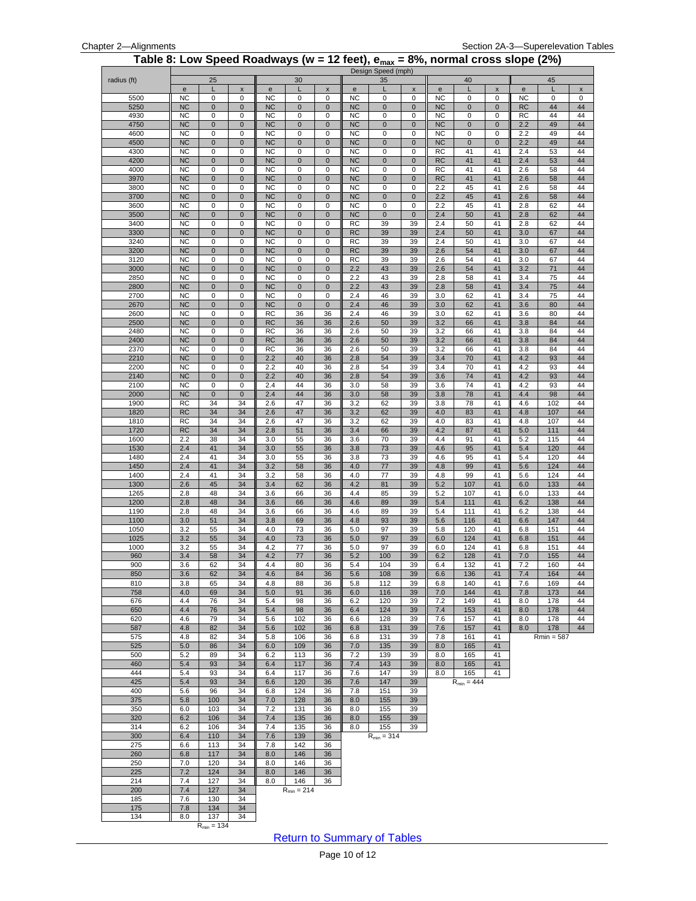# Table 8: Low Speed Roadways (w = 12 feet), $e_{max}$ = 8%, normal cross slope (2%)

| radius (ft) | Design Speed (mph) 25 | | | 30 | | | 35 | | | 40 | | | 45 | | |
|---|---|---|---|---|---|---|---|---|---|---|---|---|---|---|---|
| | e | L | x | e | L | x | e | L | x | e | L | x | e | L | x |
| 5500 | NC | 0 | 0 | NC | 0 | 0 | NC | 0 | 0 | NC | 0 | 0 | NC | 0 | 0 |
| 5250 | NC | 0 | 0 | NC | 0 | 0 | NC | 0 | 0 | NC | 0 | 0 | RC | 44 | 44 |
| 4930 | NC | 0 | 0 | NC | 0 | 0 | NC | 0 | 0 | NC | 0 | 0 | RC | 44 | 44 |
| 4750 | NC | 0 | 0 | NC | 0 | 0 | NC | 0 | 0 | NC | 0 | 0 | 2.2 | 49 | 44 |
| 4600 | NC | 0 | 0 | NC | 0 | 0 | NC | 0 | 0 | NC | 0 | 0 | 2.2 | 49 | 44 |
| 4500 | NC | 0 | 0 | NC | 0 | 0 | NC | 0 | 0 | NC | 0 | 0 | 2.2 | 49 | 44 |
| 4300 | NC | 0 | 0 | NC | 0 | 0 | NC | 0 | 0 | RC | 41 | 41 | 2.4 | 53 | 44 |
| 4200 | NC | 0 | 0 | NC | 0 | 0 | NC | 0 | 0 | RC | 41 | 41 | 2.4 | 53 | 44 |
| 4000 | NC | 0 | 0 | NC | 0 | 0 | NC | 0 | 0 | RC | 41 | 41 | 2.6 | 58 | 44 |
| 3970 | NC | 0 | 0 | NC | 0 | 0 | NC | 0 | 0 | RC | 41 | 41 | 2.6 | 58 | 44 |
| 3800 | NC | 0 | 0 | NC | 0 | 0 | NC | 0 | 0 | 2.2 | 45 | 41 | 2.6 | 58 | 44 |
| 3700 | NC | 0 | 0 | NC | 0 | 0 | NC | 0 | 0 | 2.2 | 45 | 41 | 2.6 | 58 | 44 |
| 3600 | NC | 0 | 0 | NC | 0 | 0 | NC | 0 | 0 | 2.2 | 45 | 41 | 2.8 | 62 | 44 |
| 3500 | NC | 0 | 0 | NC | 0 | 0 | NC | 0 | 0 | 2.4 | 50 | 41 | 2.8 | 62 | 44 |
| 3400 | NC | 0 | 0 | NC | 0 | 0 | RC | 39 | 39 | 2.4 | 50 | 41 | 2.8 | 62 | 44 |
| 3300 | NC | 0 | 0 | NC | 0 | 0 | RC | 39 | 39 | 2.4 | 50 | 41 | 3.0 | 67 | 44 |
| 3240 | NC | 0 | 0 | NC | 0 | 0 | RC | 39 | 39 | 2.4 | 50 | 41 | 3.0 | 67 | 44 |
| 3200 | NC | 0 | 0 | NC | 0 | 0 | RC | 39 | 39 | 2.6 | 54 | 41 | 3.0 | 67 | 44 |
| 3120 | NC | 0 | 0 | NC | 0 | 0 | RC | 39 | 39 | 2.6 | 54 | 41 | 3.0 | 67 | 44 |
| 3000 | NC | 0 | 0 | NC | 0 | 0 | 2.2 | 43 | 39 | 2.6 | 54 | 41 | 3.2 | 71 | 44 |
| 2850 | NC | 0 | 0 | NC | 0 | 0 | 2.2 | 43 | 39 | 2.8 | 58 | 41 | 3.4 | 75 | 44 |
| 2800 | NC | 0 | 0 | NC | 0 | 0 | 2.2 | 43 | 39 | 2.8 | 58 | 41 | 3.4 | 75 | 44 |
| 2700 | NC | 0 | 0 | NC | 0 | 0 | 2.4 | 46 | 39 | 3.0 | 62 | 41 | 3.4 | 75 | 44 |
| 2670 | NC | 0 | 0 | NC | 0 | 0 | 2.4 | 46 | 39 | 3.0 | 62 | 41 | 3.6 | 80 | 44 |
| 2600 | NC | 0 | 0 | RC | 36 | 36 | 2.4 | 46 | 39 | 3.0 | 62 | 41 | 3.6 | 80 | 44 |
| 2500 | NC | 0 | 0 | RC | 36 | 36 | 2.6 | 50 | 39 | 3.2 | 66 | 41 | 3.8 | 84 | 44 |
| 2480 | NC | 0 | 0 | RC | 36 | 36 | 2.6 | 50 | 39 | 3.2 | 66 | 41 | 3.8 | 84 | 44 |
| 2400 | NC | 0 | 0 | RC | 36 | 36 | 2.6 | 50 | 39 | 3.2 | 66 | 41 | 3.8 | 84 | 44 |
| 2370 | NC | 0 | 0 | RC | 36 | 36 | 2.6 | 50 | 39 | 3.2 | 66 | 41 | 3.8 | 84 | 44 |
| 2210 | NC | 0 | 0 | 2.2 | 40 | 36 | 2.8 | 54 | 39 | 3.4 | 70 | 41 | 4.2 | 93 | 44 |
| 2200 | NC | 0 | 0 | 2.2 | 40 | 36 | 2.8 | 54 | 39 | 3.4 | 70 | 41 | 4.2 | 93 | 44 |
| 2140 | NC | 0 | 0 | 2.2 | 40 | 36 | 2.8 | 54 | 39 | 3.6 | 74 | 41 | 4.2 | 93 | 44 |
| 2100 | NC | 0 | 0 | 2.4 | 44 | 36 | 3.0 | 58 | 39 | 3.6 | 74 | 41 | 4.2 | 93 | 44 |
| 2000 | NC | 0 | 0 | 2.4 | 44 | 36 | 3.0 | 58 | 39 | 3.8 | 78 | 41 | 4.4 | 98 | 44 |
| 1900 | RC | 34 | 34 | 2.6 | 47 | 36 | 3.2 | 62 | 39 | 3.8 | 78 | 41 | 4.6 | 102 | 44 |
| 1820 | RC | 34 | 34 | 2.6 | 47 | 36 | 3.2 | 62 | 39 | 4.0 | 83 | 41 | 4.8 | 107 | 44 |
| 1810 | RC | 34 | 34 | 2.6 | 47 | 36 | 3.2 | 62 | 39 | 4.0 | 83 | 41 | 4.8 | 107 | 44 |
| 1720 | RC | 34 | 34 | 2.8 | 51 | 36 | 3.4 | 66 | 39 | 4.2 | 87 | 41 | 5.0 | 111 | 44 |
| 1600 | 2.2 | 38 | 34 | 3.0 | 55 | 36 | 3.6 | 70 | 39 | 4.4 | 91 | 41 | 5.2 | 115 | 44 |
| 1530 | 2.4 | 41 | 34 | 3.0 | 55 | 36 | 3.8 | 73 | 39 | 4.6 | 95 | 41 | 5.4 | 120 | 44 |
| 1480 | 2.4 | 41 | 34 | 3.0 | 55 | 36 | 3.8 | 73 | 39 | 4.6 | 95 | 41 | 5.4 | 120 | 44 |
| 1450 | 2.4 | 41 | 34 | 3.2 | 58 | 36 | 4.0 | 77 | 39 | 4.8 | 99 | 41 | 5.6 | 124 | 44 |
| 1400 | 2.4 | 41 | 34 | 3.2 | 58 | 36 | 4.0 | 77 | 39 | 4.8 | 99 | 41 | 5.6 | 124 | 44 |
| 1300 | 2.6 | 45 | 34 | 3.4 | 62 | 36 | 4.2 | 81 | 39 | 5.2 | 107 | 41 | 6.0 | 133 | 44 |
| 1265 | 2.8 | 48 | 34 | 3.6 | 66 | 36 | 4.4 | 85 | 39 | 5.2 | 107 | 41 | 6.0 | 133 | 44 |
| 1200 | 2.8 | 48 | 34 | 3.6 | 66 | 36 | 4.6 | 89 | 39 | 5.4 | 111 | 41 | 6.2 | 138 | 44 |
| 1190 | 2.8 | 48 | 34 | 3.6 | 66 | 36 | 4.6 | 89 | 39 | 5.4 | 111 | 41 | 6.2 | 138 | 44 |
| 1100 | 3.0 | 51 | 34 | 3.8 | 69 | 36 | 4.8 | 93 | 39 | 5.6 | 116 | 41 | 6.6 | 147 | 44 |
| 1050 | 3.2 | 55 | 34 | 4.0 | 73 | 36 | 5.0 | 97 | 39 | 5.8 | 120 | 41 | 6.8 | 151 | 44 |
| 1025 | 3.2 | 55 | 34 | 4.0 | 73 | 36 | 5.0 | 97 | 39 | 6.0 | 124 | 41 | 6.8 | 151 | 44 |
| 1000 | 3.2 | 55 | 34 | 4.2 | 77 | 36 | 5.0 | 97 | 39 | 6.0 | 124 | 41 | 6.8 | 151 | 44 |
| 960 | 3.4 | 58 | 34 | 4.2 | 77 | 36 | 5.2 | 100 | 39 | 6.2 | 128 | 41 | 7.0 | 155 | 44 |
| 900 | 3.6 | 62 | 34 | 4.4 | 80 | 36 | 5.4 | 104 | 39 | 6.4 | 132 | 41 | 7.2 | 160 | 44 |
| 850 | 3.6 | 62 | 34 | 4.6 | 84 | 36 | 5.6 | 108 | 39 | 6.6 | 136 | 41 | 7.4 | 164 | 44 |
| 810 | 3.8 | 65 | 34 | 4.8 | 88 | 36 | 5.8 | 112 | 39 | 6.8 | 140 | 41 | 7.6 | 169 | 44 |
| 758 | 4.0 | 69 | 34 | 5.0 | 91 | 36 | 6.0 | 116 | 39 | 7.0 | 144 | 41 | 7.8 | 173 | 44 |
| 676 | 4.4 | 76 | 34 | 5.4 | 98 | 36 | 6.2 | 120 | 39 | 7.2 | 149 | 41 | 8.0 | 178 | 44 |
| 650 | 4.4 | 76 | 34 | 5.4 | 98 | 36 | 6.4 | 124 | 39 | 7.4 | 153 | 41 | 8.0 | 178 | 44 |
| 620 | 4.6 | 79 | 34 | 5.6 | 102 | 36 | 6.6 | 128 | 39 | 7.6 | 157 | 41 | 8.0 | 178 | 44 |
| 587 | 4.8 | 82 | 34 | 5.6 | 102 | 36 | 6.8 | 131 | 39 | 7.6 | 157 | 41 | 8.0 | 178 | 44 |
| 575 | 4.8 | 82 | 34 | 5.8 | 106 | 36 | 6.8 | 131 | 39 | 7.8 | 161 | 41 | | Rmin = 587 | |
| 525 | 5.0 | 86 | 34 | 6.0 | 109 | 36 | 7.0 | 135 | 39 | 8.0 | 165 | 41 | | | |
| 500 | 5.2 | 89 | 34 | 6.2 | 113 | 36 | 7.2 | 139 | 39 | 8.0 | 165 | 41 | | | |
| 460 | 5.4 | 93 | 34 | 6.4 | 117 | 36 | 7.4 | 143 | 39 | 8.0 | 165 | 41 | | | |
| 444 | 5.4 | 93 | 34 | 6.4 | 117 | 36 | 7.6 | 147 | 39 | 8.0 | 165 | 41 | | | |
| 425 | 5.4 | 93 | 34 | 6.6 | 120 | 36 | 7.6 | 147 | 39 | | $R_{min}$ = 444 | | | | |
| 400 | 5.6 | 96 | 34 | 6.8 | 124 | 36 | 7.8 | 151 | 39 | | | | | | |
| 375 | 5.8 | 100 | 34 | 7.0 | 128 | 36 | 8.0 | 155 | 39 | | | | | | |
| 350 | 6.0 | 103 | 34 | 7.2 | 131 | 36 | 8.0 | 155 | 39 | | | | | | |
| 320 | 6.2 | 106 | 34 | 7.4 | 135 | 36 | 8.0 | 155 | 39 | | | | | | |
| 314 | 6.2 | 106 | 34 | 7.4 | 135 | 36 | 8.0 | 155 | 39 | | | | | | |
| 300 | 6.4 | 110 | 34 | 7.6 | 139 | 36 | | $R_{min}$ = 314 | | | | | | | |
| 275 | 6.6 | 113 | 34 | 7.8 | 142 | 36 | | | | | | | | | |
| 260 | 6.8 | 117 | 34 | 8.0 | 146 | 36 | | | | | | | | | |
| 250 | 7.0 | 120 | 34 | 8.0 | 146 | 36 | | | | | | | | | |
| 225 | 7.2 | 124 | 34 | 8.0 | 146 | 36 | | | | | | | | | |
| 214 | 7.4 | 127 | 34 | 8.0 | 146 | 36 | | | | | | | | | |
| 200 | 7.4 | 127 | 34 | | $R_{min}$ = 214 | | | | | | | | | | |
| 185 | 7.6 | 130 | 34 | | | | | | | | | | | | |
| 175 | 7.8 | 134 | 34 | | | | | | | | | | | | |
| 134 | 8.0 | 137 | 34 | | | | | | | | | | | | |
| | | $R_{min}$ = 134 | | | | | | | | | | | | | |

Return to Summary of Tables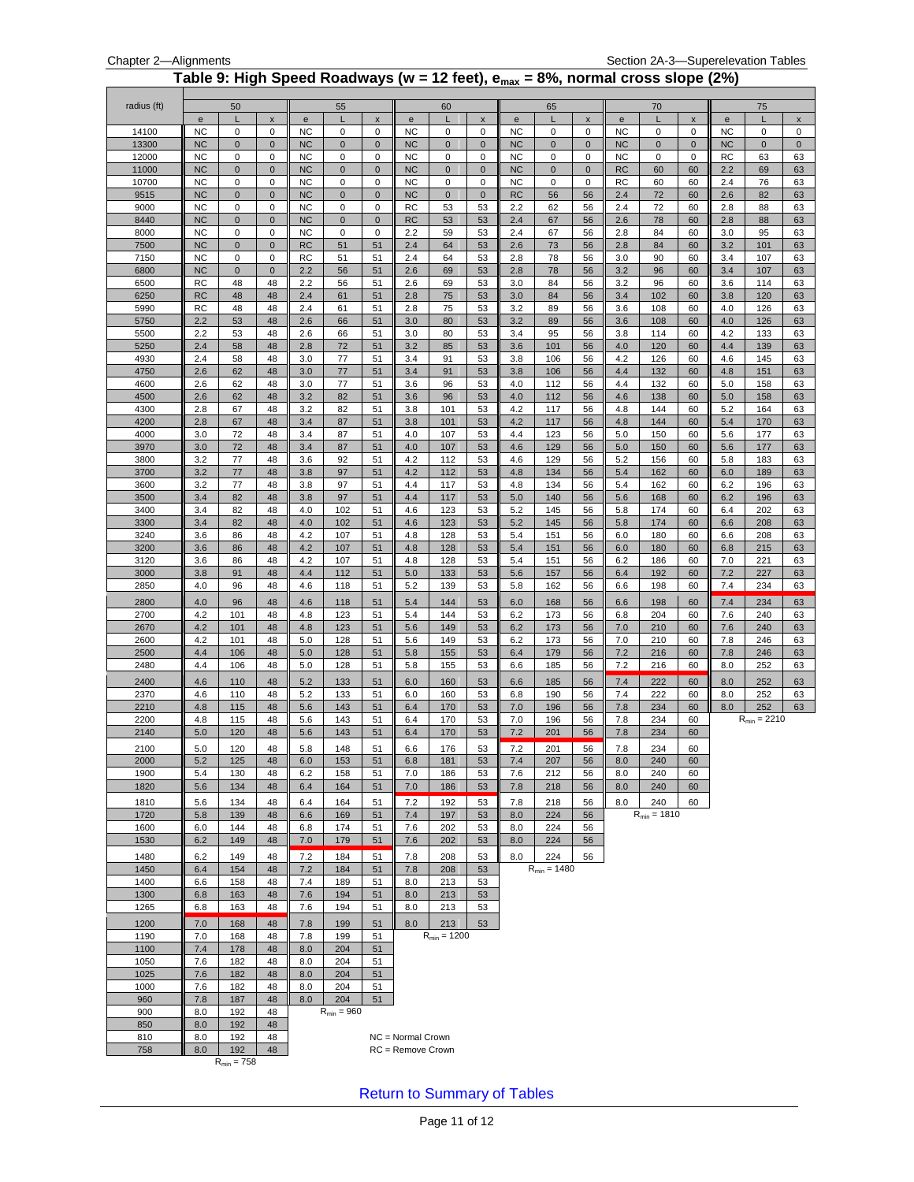## Table 9: High Speed Roadways (w = 12 feet), $e_{max}$ = 8%, normal cross slope (2%)

| radius (ft) | 50 | | | 55 | | | 60 | | | 65 | | | 70 | | | 75 | | |
|---|---|---|---|---|---|---|---|---|---|---|---|---|---|---|---|---|---|---|
| | e | L | x | e | L | x | e | L | x | e | L | x | e | L | x | e | L | x |
| 14100 | NC | 0 | 0 | NC | 0 | 0 | NC | 0 | 0 | NC | 0 | 0 | NC | 0 | 0 | NC | 0 | 0 |
| 13300 | NC | 0 | 0 | NC | 0 | 0 | NC | 0 | 0 | NC | 0 | 0 | NC | 0 | 0 | NC | 0 | 0 |
| 12000 | NC | 0 | 0 | NC | 0 | 0 | NC | 0 | 0 | NC | 0 | 0 | NC | 0 | 0 | RC | 63 | 63 |
| 11000 | NC | 0 | 0 | NC | 0 | 0 | NC | 0 | 0 | NC | 0 | 0 | RC | 60 | 60 | 2.2 | 69 | 63 |
| 10700 | NC | 0 | 0 | NC | 0 | 0 | NC | 0 | 0 | NC | 0 | 0 | RC | 60 | 60 | 2.4 | 76 | 63 |
| 9515 | NC | 0 | 0 | NC | 0 | 0 | NC | 0 | 0 | RC | 56 | 56 | 2.4 | 72 | 60 | 2.6 | 82 | 63 |
| 9000 | NC | 0 | 0 | NC | 0 | 0 | RC | 53 | 53 | 2.2 | 62 | 56 | 2.4 | 72 | 60 | 2.8 | 88 | 63 |
| 8440 | NC | 0 | 0 | NC | 0 | 0 | RC | 53 | 53 | 2.4 | 67 | 56 | 2.6 | 78 | 60 | 2.8 | 88 | 63 |
| 8000 | NC | 0 | 0 | NC | 0 | 0 | 2.2 | 59 | 53 | 2.4 | 67 | 56 | 2.8 | 84 | 60 | 3.0 | 95 | 63 |
| 7500 | NC | 0 | 0 | RC | 51 | 51 | 2.4 | 64 | 53 | 2.6 | 73 | 56 | 2.8 | 84 | 60 | 3.2 | 101 | 63 |
| 7150 | NC | 0 | 0 | RC | 51 | 51 | 2.4 | 64 | 53 | 2.8 | 78 | 56 | 3.0 | 90 | 60 | 3.4 | 107 | 63 |
| 6800 | NC | 0 | 0 | 2.2 | 56 | 51 | 2.6 | 69 | 53 | 2.8 | 78 | 56 | 3.2 | 96 | 60 | 3.4 | 107 | 63 |
| 6500 | RC | 48 | 48 | 2.2 | 56 | 51 | 2.6 | 69 | 53 | 3.0 | 84 | 56 | 3.2 | 96 | 60 | 3.6 | 114 | 63 |
| 6250 | RC | 48 | 48 | 2.4 | 61 | 51 | 2.8 | 75 | 53 | 3.0 | 84 | 56 | 3.4 | 102 | 60 | 3.8 | 120 | 63 |
| 5990 | RC | 48 | 48 | 2.4 | 61 | 51 | 2.8 | 75 | 53 | 3.2 | 89 | 56 | 3.6 | 108 | 60 | 4.0 | 126 | 63 |
| 5750 | 2.2 | 53 | 48 | 2.6 | 66 | 51 | 3.0 | 80 | 53 | 3.2 | 89 | 56 | 3.6 | 108 | 60 | 4.0 | 126 | 63 |
| 5500 | 2.2 | 53 | 48 | 2.6 | 66 | 51 | 3.0 | 80 | 53 | 3.4 | 95 | 56 | 3.8 | 114 | 60 | 4.2 | 133 | 63 |
| 5250 | 2.4 | 58 | 48 | 2.8 | 72 | 51 | 3.2 | 85 | 53 | 3.6 | 101 | 56 | 4.0 | 120 | 60 | 4.4 | 139 | 63 |
| 4930 | 2.4 | 58 | 48 | 3.0 | 77 | 51 | 3.4 | 91 | 53 | 3.8 | 106 | 56 | 4.2 | 126 | 60 | 4.6 | 145 | 63 |
| 4750 | 2.6 | 62 | 48 | 3.0 | 77 | 51 | 3.4 | 91 | 53 | 3.8 | 106 | 56 | 4.4 | 132 | 60 | 4.8 | 151 | 63 |
| 4600 | 2.6 | 62 | 48 | 3.0 | 77 | 51 | 3.6 | 96 | 53 | 4.0 | 112 | 56 | 4.4 | 132 | 60 | 5.0 | 158 | 63 |
| 4500 | 2.6 | 62 | 48 | 3.2 | 82 | 51 | 3.6 | 96 | 53 | 4.0 | 112 | 56 | 4.6 | 138 | 60 | 5.0 | 158 | 63 |
| 4300 | 2.8 | 67 | 48 | 3.2 | 82 | 51 | 3.8 | 101 | 53 | 4.2 | 117 | 56 | 4.8 | 144 | 60 | 5.2 | 164 | 63 |
| 4200 | 2.8 | 67 | 48 | 3.4 | 87 | 51 | 3.8 | 101 | 53 | 4.2 | 117 | 56 | 4.8 | 144 | 60 | 5.4 | 170 | 63 |
| 4000 | 3.0 | 72 | 48 | 3.4 | 87 | 51 | 4.0 | 107 | 53 | 4.4 | 123 | 56 | 5.0 | 150 | 60 | 5.6 | 177 | 63 |
| 3970 | 3.0 | 72 | 48 | 3.4 | 87 | 51 | 4.0 | 107 | 53 | 4.6 | 129 | 56 | 5.0 | 150 | 60 | 5.6 | 177 | 63 |
| 3800 | 3.2 | 77 | 48 | 3.6 | 92 | 51 | 4.2 | 112 | 53 | 4.6 | 129 | 56 | 5.2 | 156 | 60 | 5.8 | 183 | 63 |
| 3700 | 3.2 | 77 | 48 | 3.8 | 97 | 51 | 4.2 | 112 | 53 | 4.8 | 134 | 56 | 5.4 | 162 | 60 | 6.0 | 189 | 63 |
| 3600 | 3.2 | 77 | 48 | 3.8 | 97 | 51 | 4.4 | 117 | 53 | 4.8 | 134 | 56 | 5.4 | 162 | 60 | 6.2 | 196 | 63 |
| 3500 | 3.4 | 82 | 48 | 3.8 | 97 | 51 | 4.4 | 117 | 53 | 5.0 | 140 | 56 | 5.6 | 168 | 60 | 6.2 | 196 | 63 |
| 3400 | 3.4 | 82 | 48 | 4.0 | 102 | 51 | 4.6 | 123 | 53 | 5.2 | 145 | 56 | 5.8 | 174 | 60 | 6.4 | 202 | 63 |
| 3300 | 3.4 | 82 | 48 | 4.0 | 102 | 51 | 4.6 | 123 | 53 | 5.2 | 145 | 56 | 5.8 | 174 | 60 | 6.6 | 208 | 63 |
| 3240 | 3.6 | 86 | 48 | 4.2 | 107 | 51 | 4.8 | 128 | 53 | 5.4 | 151 | 56 | 6.0 | 180 | 60 | 6.6 | 208 | 63 |
| 3200 | 3.6 | 86 | 48 | 4.2 | 107 | 51 | 4.8 | 128 | 53 | 5.4 | 151 | 56 | 6.0 | 180 | 60 | 6.8 | 215 | 63 |
| 3120 | 3.6 | 86 | 48 | 4.2 | 107 | 51 | 4.8 | 128 | 53 | 5.4 | 151 | 56 | 6.2 | 186 | 60 | 7.0 | 221 | 63 |
| 3000 | 3.8 | 91 | 48 | 4.4 | 112 | 51 | 5.0 | 133 | 53 | 5.6 | 157 | 56 | 6.4 | 192 | 60 | 7.2 | 227 | 63 |
| 2850 | 4.0 | 96 | 48 | 4.6 | 118 | 51 | 5.2 | 139 | 53 | 5.8 | 162 | 56 | 6.6 | 198 | 60 | 7.4 | 234 | 63 |
| 2800 | 4.0 | 96 | 48 | 4.6 | 118 | 51 | 5.4 | 144 | 53 | 6.0 | 168 | 56 | 6.6 | 198 | 60 | 7.4 | 234 | 63 |
| 2700 | 4.2 | 101 | 48 | 4.8 | 123 | 51 | 5.4 | 144 | 53 | 6.2 | 173 | 56 | 6.8 | 204 | 60 | 7.6 | 240 | 63 |
| 2670 | 4.2 | 101 | 48 | 4.8 | 123 | 51 | 5.6 | 149 | 53 | 6.2 | 173 | 56 | 7.0 | 210 | 60 | 7.6 | 240 | 63 |
| 2600 | 4.2 | 101 | 48 | 5.0 | 128 | 51 | 5.6 | 149 | 53 | 6.2 | 173 | 56 | 7.0 | 210 | 60 | 7.8 | 246 | 63 |
| 2500 | 4.4 | 106 | 48 | 5.0 | 128 | 51 | 5.8 | 155 | 53 | 6.4 | 179 | 56 | 7.2 | 216 | 60 | 7.8 | 246 | 63 |
| 2480 | 4.4 | 106 | 48 | 5.0 | 128 | 51 | 5.8 | 155 | 53 | 6.6 | 185 | 56 | 7.2 | 216 | 60 | 8.0 | 252 | 63 |
| 2400 | 4.6 | 110 | 48 | 5.2 | 133 | 51 | 6.0 | 160 | 53 | 6.6 | 185 | 56 | 7.4 | 222 | 60 | 8.0 | 252 | 63 |
| 2370 | 4.6 | 110 | 48 | 5.2 | 133 | 51 | 6.0 | 160 | 53 | 6.8 | 190 | 56 | 7.4 | 222 | 60 | 8.0 | 252 | 63 |
| 2210 | 4.8 | 115 | 48 | 5.6 | 143 | 51 | 6.4 | 170 | 53 | 7.0 | 196 | 56 | 7.8 | 234 | 60 | 8.0 | 252 | 63 |
| 2200 | 4.8 | 115 | 48 | 5.6 | 143 | 51 | 6.4 | 170 | 53 | 7.0 | 196 | 56 | 7.8 | 234 | 60 | $R_{min}$ = 2210 | | |
| 2140 | 5.0 | 120 | 48 | 5.6 | 143 | 51 | 6.4 | 170 | 53 | 7.2 | 201 | 56 | 7.8 | 234 | 60 | | | |
| 2100 | 5.0 | 120 | 48 | 5.8 | 148 | 51 | 6.6 | 176 | 53 | 7.2 | 201 | 56 | 7.8 | 234 | 60 | | | |
| 2000 | 5.2 | 125 | 48 | 6.0 | 153 | 51 | 6.8 | 181 | 53 | 7.4 | 207 | 56 | 8.0 | 240 | 60 | | | |
| 1900 | 5.4 | 130 | 48 | 6.2 | 158 | 51 | 7.0 | 186 | 53 | 7.6 | 212 | 56 | 8.0 | 240 | 60 | | | |
| 1820 | 5.6 | 134 | 48 | 6.4 | 164 | 51 | 7.0 | 186 | 53 | 7.8 | 218 | 56 | 8.0 | 240 | 60 | | | |
| 1810 | 5.6 | 134 | 48 | 6.4 | 164 | 51 | 7.2 | 192 | 53 | 7.8 | 218 | 56 | 8.0 | 240 | 60 | | | |
| 1720 | 5.8 | 139 | 48 | 6.6 | 169 | 51 | 7.4 | 197 | 53 | 8.0 | 224 | 56 | $R_{min}$ = 1810 | | | | | |
| 1600 | 6.0 | 144 | 48 | 6.8 | 174 | 51 | 7.6 | 202 | 53 | 8.0 | 224 | 56 | | | | | | |
| 1530 | 6.2 | 149 | 48 | 7.0 | 179 | 51 | 7.6 | 202 | 53 | 8.0 | 224 | 56 | | | | | | |
| 1480 | 6.2 | 149 | 48 | 7.2 | 184 | 51 | 7.8 | 208 | 53 | 8.0 | 224 | 56 | | | | | | |
| 1450 | 6.4 | 154 | 48 | 7.2 | 184 | 51 | 7.8 | 208 | 53 | $R_{min}$ = 1480 | | | | | | | | |
| 1400 | 6.6 | 158 | 48 | 7.4 | 189 | 51 | 8.0 | 213 | 53 | | | | | | | | | |
| 1300 | 6.8 | 163 | 48 | 7.6 | 194 | 51 | 8.0 | 213 | 53 | | | | | | | | | |
| 1265 | 6.8 | 163 | 48 | 7.6 | 194 | 51 | 8.0 | 213 | 53 | | | | | | | | | |
| 1200 | 7.0 | 168 | 48 | 7.8 | 199 | 51 | 8.0 | 213 | 53 | | | | | | | | | |
| 1190 | 7.0 | 168 | 48 | 7.8 | 199 | 51 | $R_{min}$ = 1200 | | | | | | | | | | | |
| 1100 | 7.4 | 178 | 48 | 8.0 | 204 | 51 | | | | | | | | | | | | |
| 1050 | 7.6 | 182 | 48 | 8.0 | 204 | 51 | | | | | | | | | | | | |
| 1025 | 7.6 | 182 | 48 | 8.0 | 204 | 51 | | | | | | | | | | | | |
| 1000 | 7.6 | 182 | 48 | 8.0 | 204 | 51 | | | | | | | | | | | | |
| 960 | 7.8 | 187 | 48 | 8.0 | 204 | 51 | | | | | | | | | | | | |
| 900 | 8.0 | 192 | 48 | $R_{min}$ = 960 | | | | | | | | | | | | | | |
| 850 | 8.0 | 192 | 48 | | | | | | | | | | | | | | | |
| 810 | 8.0 | 192 | 48 | | | | | | | | | | | | | | | |
| 758 | 8.0 | 192 | 48 | | | | | | | | | | | | | | | |
| | $R_{min}$ = 758 | | | | | | | | | | | | | | | | | |

NC = Normal Crown

RC = Remove Crown

Return to Summary of Tables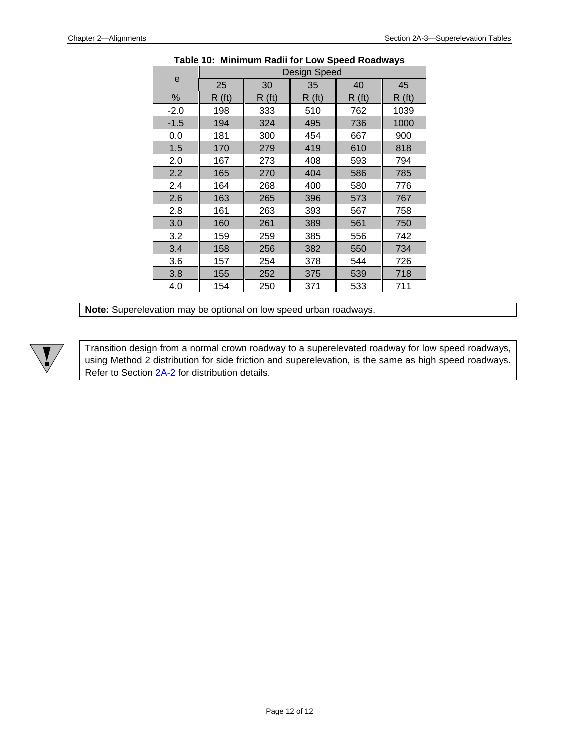**Table 10: Minimum Radii for Low Speed Roadways**

| e | Design Speed | | | | |
|---|---|---|---|---|---|
| | 25 | 30 | 35 | 40 | 45 |
| % | R (ft) | R (ft) | R (ft) | R (ft) | R (ft) |
| -2.0 | 198 | 333 | 510 | 762 | 1039 |
| -1.5 | 194 | 324 | 495 | 736 | 1000 |
| 0.0 | 181 | 300 | 454 | 667 | 900 |
| 1.5 | 170 | 279 | 419 | 610 | 818 |
| 2.0 | 167 | 273 | 408 | 593 | 794 |
| 2.2 | 165 | 270 | 404 | 586 | 785 |
| 2.4 | 164 | 268 | 400 | 580 | 776 |
| 2.6 | 163 | 265 | 396 | 573 | 767 |
| 2.8 | 161 | 263 | 393 | 567 | 758 |
| 3.0 | 160 | 261 | 389 | 561 | 750 |
| 3.2 | 159 | 259 | 385 | 556 | 742 |
| 3.4 | 158 | 256 | 382 | 550 | 734 |
| 3.6 | 157 | 254 | 378 | 544 | 726 |
| 3.8 | 155 | 252 | 375 | 539 | 718 |
| 4.0 | 154 | 250 | 371 | 533 | 711 |

**Note:** Superelevation may be optional on low speed urban roadways.

Transition design from a normal crown roadway to a superelevated roadway for low speed roadways, using Method 2 distribution for side friction and superelevation, is the same as high speed roadways. Refer to Section 2A-2 for distribution details.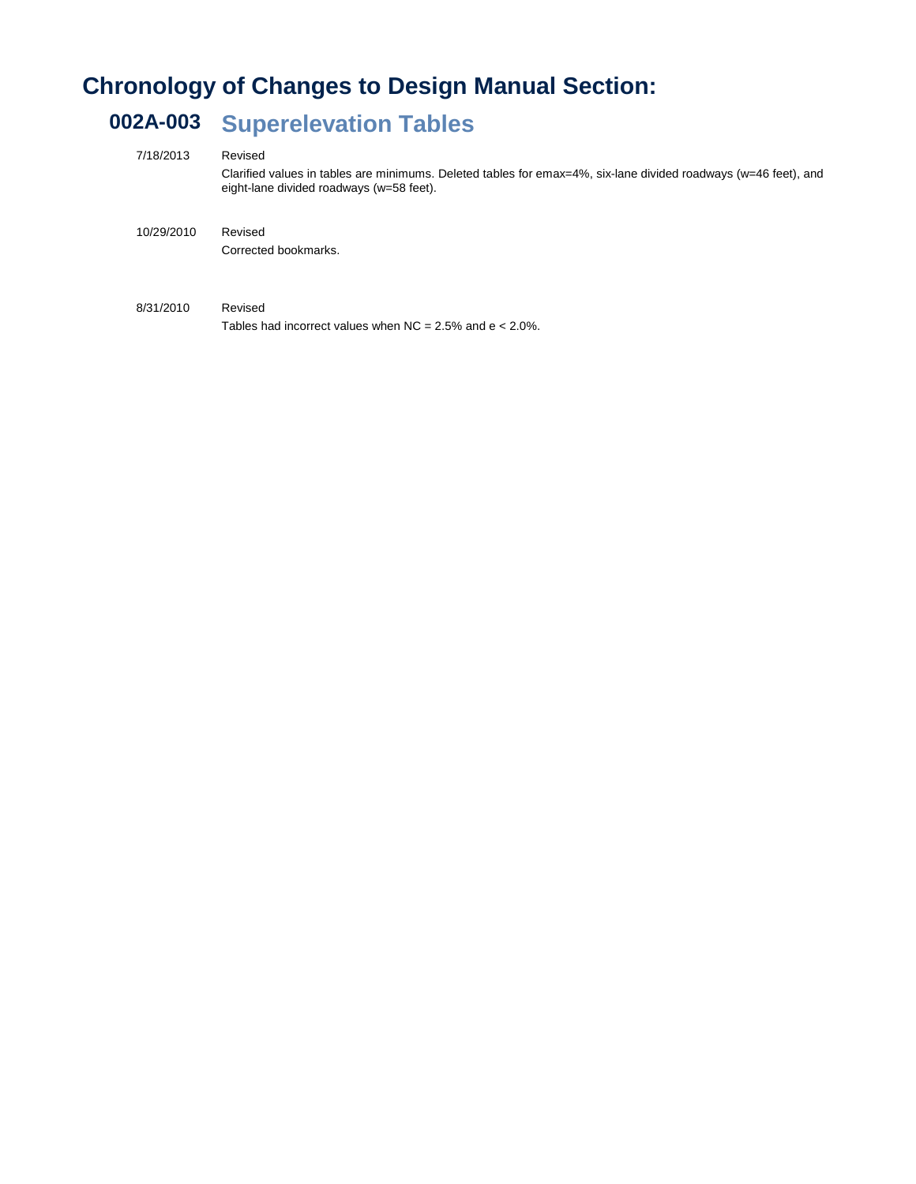# Chronology of Changes to Design Manual Section:

## 002A-003 Superelevation Tables

7/18/2013 Revised

Clarified values in tables are minimums. Deleted tables for emax=4%, six-lane divided roadways (w=46 feet), and eight-lane divided roadways (w=58 feet).

10/29/2010 Revised

Corrected bookmarks.

8/31/2010 Revised

Tables had incorrect values when NC = 2.5% and e < 2.0%.